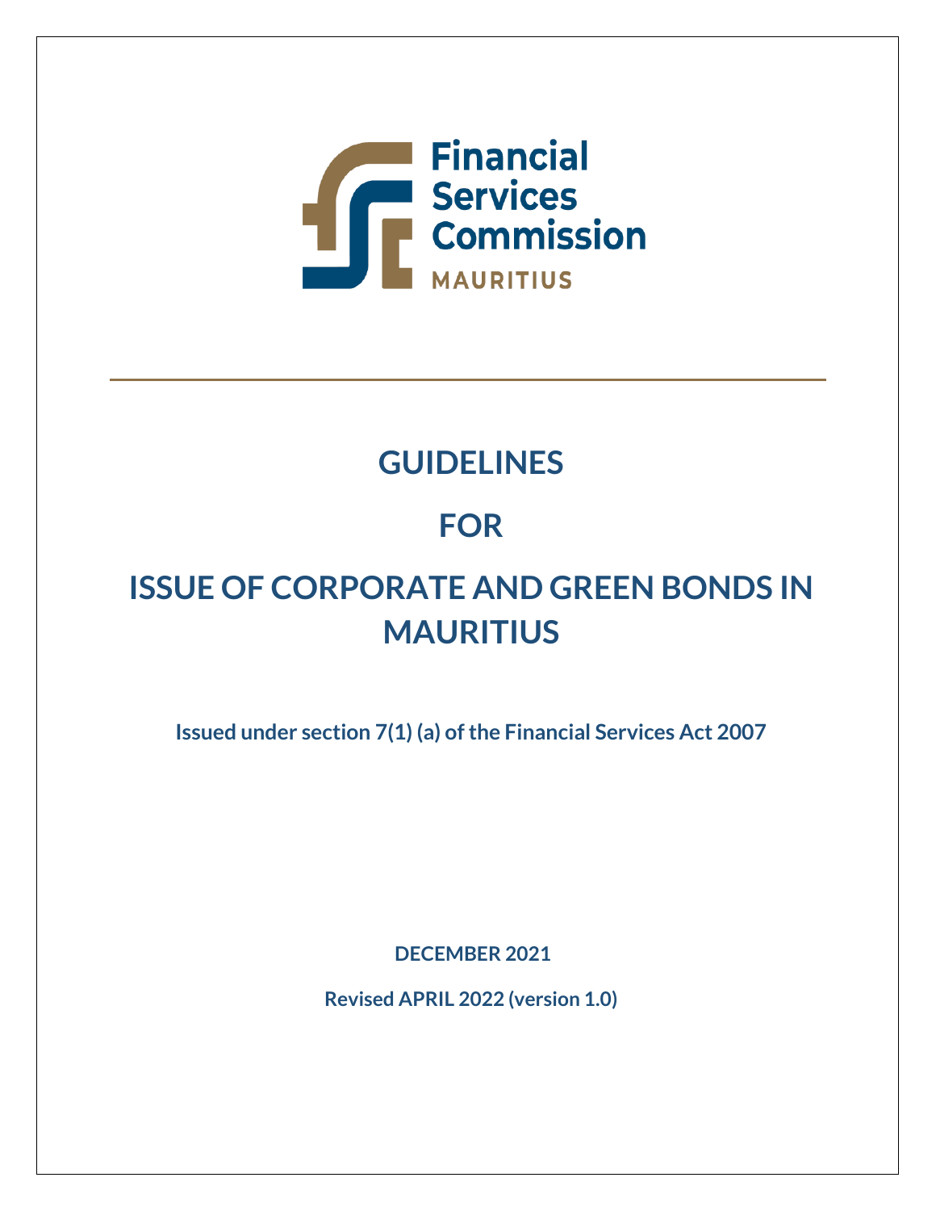Financial Services Commission
MAURITIUS

# GUIDELINES

# FOR

# ISSUE OF CORPORATE AND GREEN BONDS IN MAURITIUS

**Issued under section 7(1) (a) of the Financial Services Act 2007**

**DECEMBER 2021**

**Revised APRIL 2022 (version 1.0)**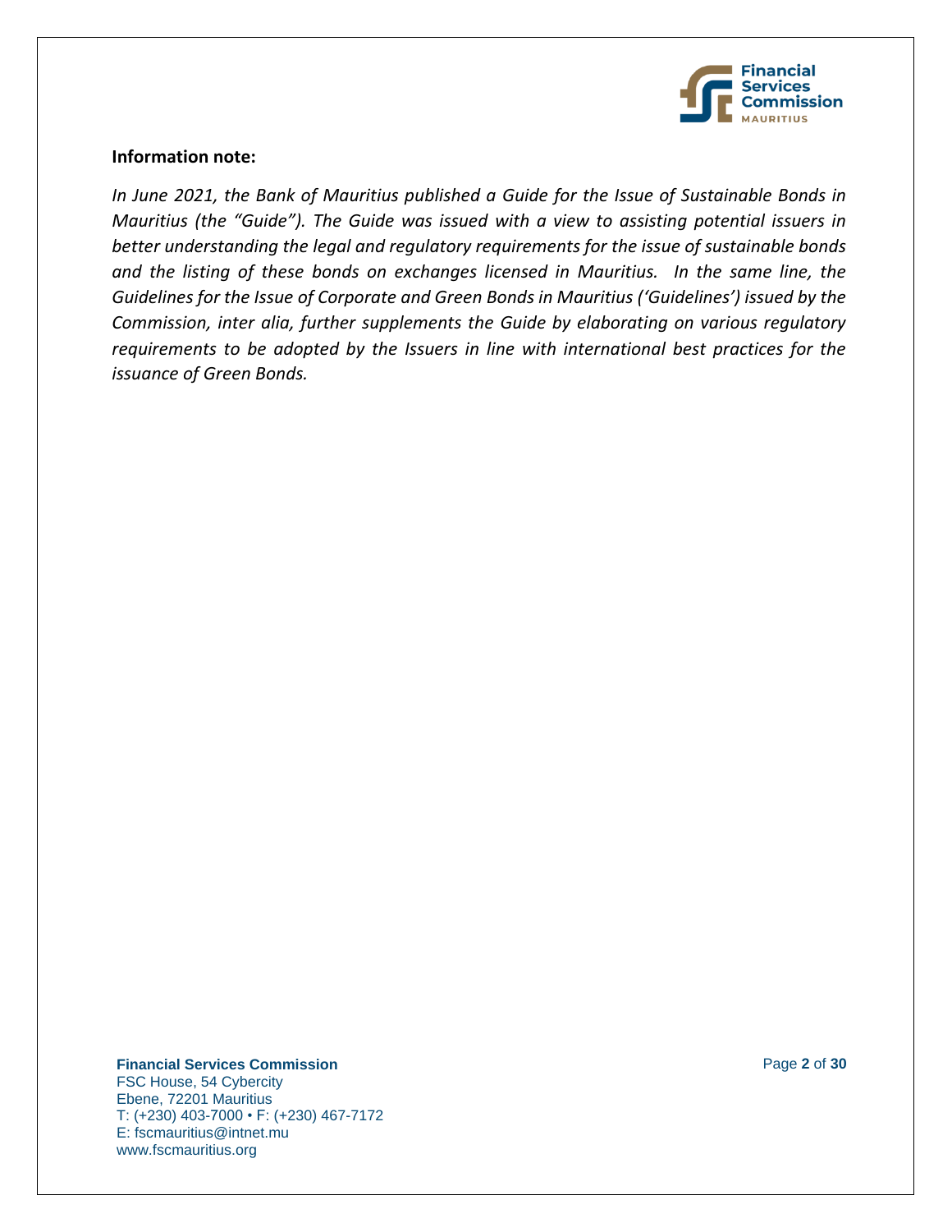**Information note:**

*In June 2021, the Bank of Mauritius published a Guide for the Issue of Sustainable Bonds in Mauritius (the "Guide"). The Guide was issued with a view to assisting potential issuers in better understanding the legal and regulatory requirements for the issue of sustainable bonds and the listing of these bonds on exchanges licensed in Mauritius. In the same line, the Guidelines for the Issue of Corporate and Green Bonds in Mauritius ('Guidelines') issued by the Commission, inter alia, further supplements the Guide by elaborating on various regulatory requirements to be adopted by the Issuers in line with international best practices for the issuance of Green Bonds.*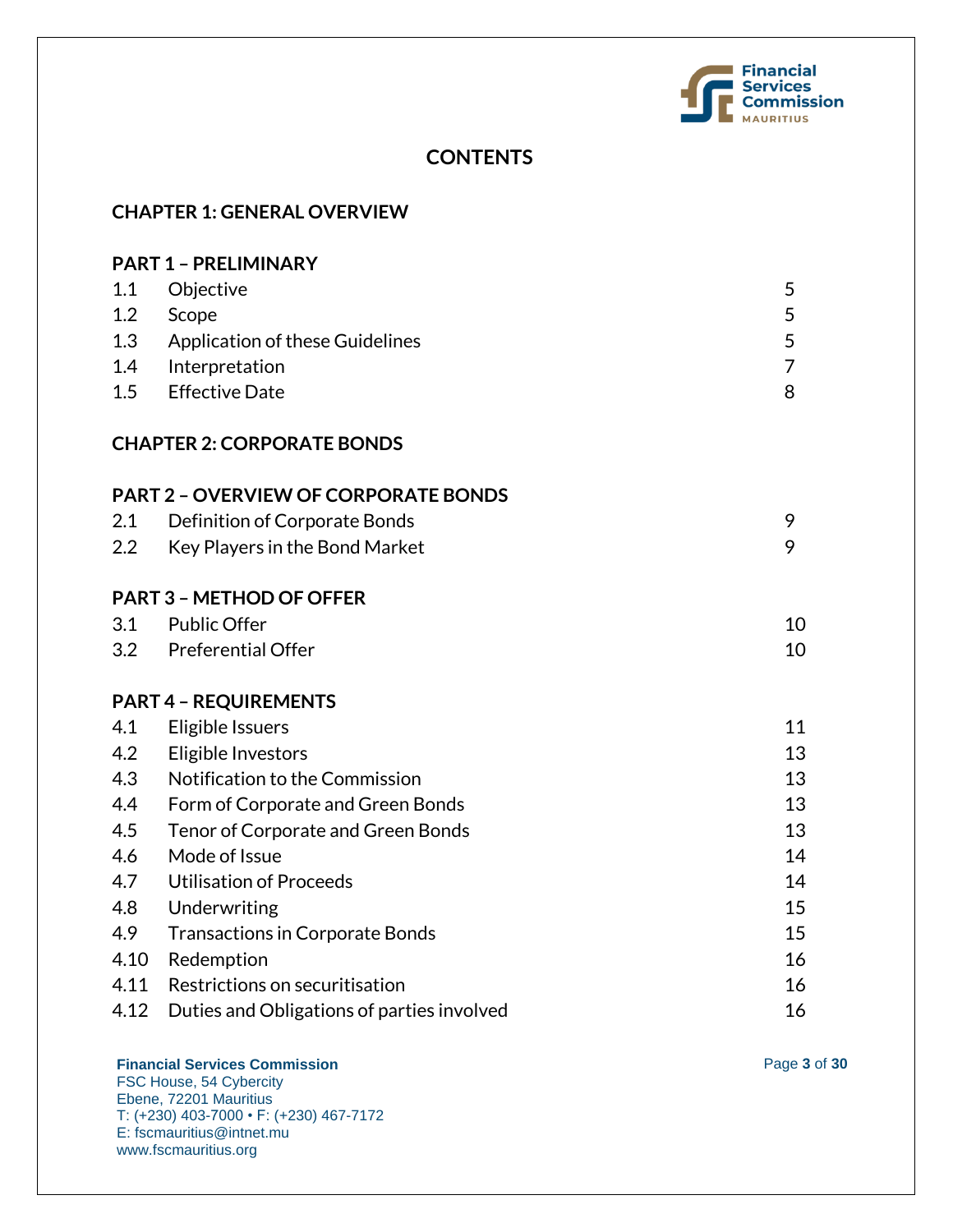# CONTENTS

## CHAPTER 1: GENERAL OVERVIEW

### PART 1 – PRELIMINARY

| | | |
|---|---|---|
| 1.1 | Objective | 5 |
| 1.2 | Scope | 5 |
| 1.3 | Application of these Guidelines | 5 |
| 1.4 | Interpretation | 7 |
| 1.5 | Effective Date | 8 |

## CHAPTER 2: CORPORATE BONDS

### PART 2 – OVERVIEW OF CORPORATE BONDS

| | | |
|---|---|---|
| 2.1 | Definition of Corporate Bonds | 9 |
| 2.2 | Key Players in the Bond Market | 9 |

### PART 3 – METHOD OF OFFER

| | | |
|---|---|---|
| 3.1 | Public Offer | 10 |
| 3.2 | Preferential Offer | 10 |

### PART 4 – REQUIREMENTS

| | | |
|---|---|---|
| 4.1 | Eligible Issuers | 11 |
| 4.2 | Eligible Investors | 13 |
| 4.3 | Notification to the Commission | 13 |
| 4.4 | Form of Corporate and Green Bonds | 13 |
| 4.5 | Tenor of Corporate and Green Bonds | 13 |
| 4.6 | Mode of Issue | 14 |
| 4.7 | Utilisation of Proceeds | 14 |
| 4.8 | Underwriting | 15 |
| 4.9 | Transactions in Corporate Bonds | 15 |
| 4.10 | Redemption | 16 |
| 4.11 | Restrictions on securitisation | 16 |
| 4.12 | Duties and Obligations of parties involved | 16 |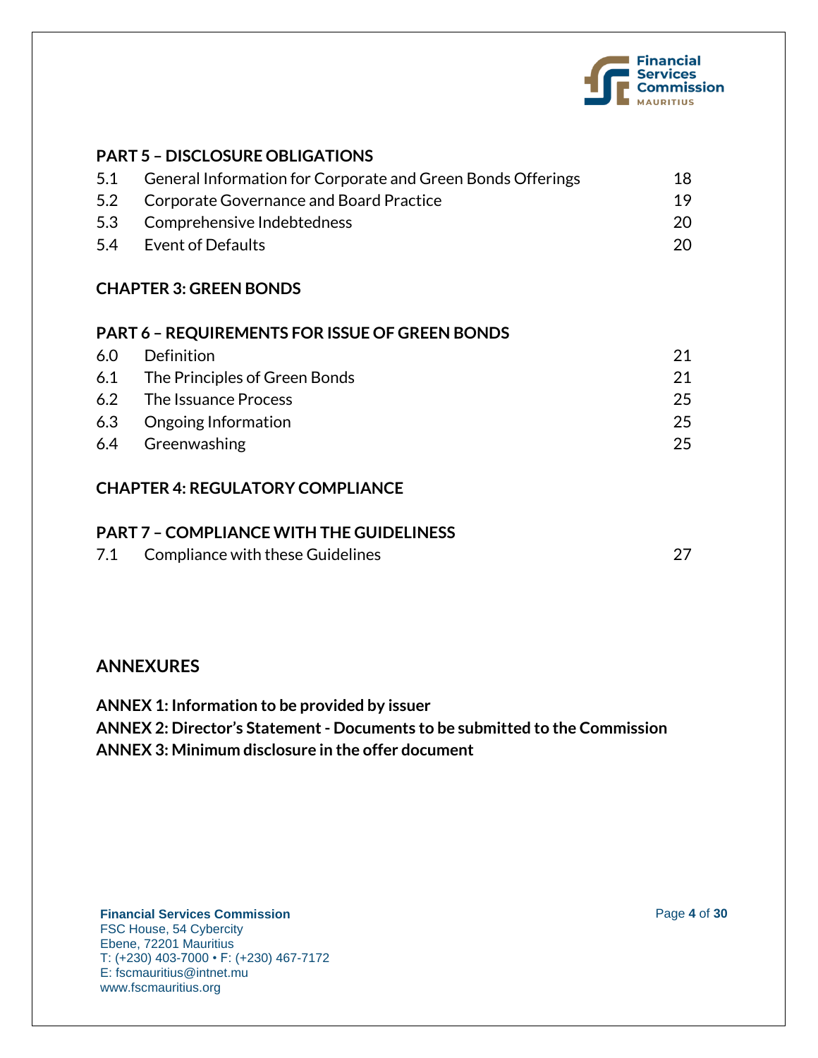**PART 5 – DISCLOSURE OBLIGATIONS**

| | | |
|---|---|---|
| 5.1 | General Information for Corporate and Green Bonds Offerings | 18 |
| 5.2 | Corporate Governance and Board Practice | 19 |
| 5.3 | Comprehensive Indebtedness | 20 |
| 5.4 | Event of Defaults | 20 |

**CHAPTER 3: GREEN BONDS**

**PART 6 – REQUIREMENTS FOR ISSUE OF GREEN BONDS**

| | | |
|---|---|---|
| 6.0 | Definition | 21 |
| 6.1 | The Principles of Green Bonds | 21 |
| 6.2 | The Issuance Process | 25 |
| 6.3 | Ongoing Information | 25 |
| 6.4 | Greenwashing | 25 |

**CHAPTER 4: REGULATORY COMPLIANCE**

**PART 7 – COMPLIANCE WITH THE GUIDELINESS**

| | | |
|---|---|---|
| 7.1 | Compliance with these Guidelines | 27 |

## ANNEXURES

**ANNEX 1: Information to be provided by issuer**
**ANNEX 2: Director's Statement - Documents to be submitted to the Commission**
**ANNEX 3: Minimum disclosure in the offer document**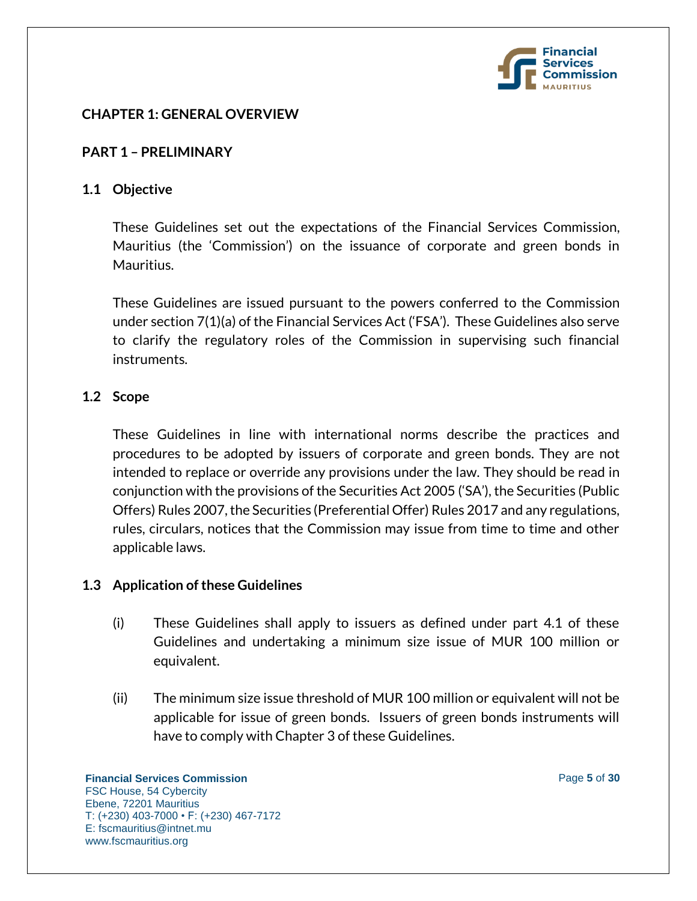## CHAPTER 1: GENERAL OVERVIEW

### PART 1 – PRELIMINARY

#### 1.1 Objective

These Guidelines set out the expectations of the Financial Services Commission, Mauritius (the 'Commission') on the issuance of corporate and green bonds in Mauritius.

These Guidelines are issued pursuant to the powers conferred to the Commission under section 7(1)(a) of the Financial Services Act ('FSA'). These Guidelines also serve to clarify the regulatory roles of the Commission in supervising such financial instruments.

#### 1.2 Scope

These Guidelines in line with international norms describe the practices and procedures to be adopted by issuers of corporate and green bonds. They are not intended to replace or override any provisions under the law. They should be read in conjunction with the provisions of the Securities Act 2005 ('SA'), the Securities (Public Offers) Rules 2007, the Securities (Preferential Offer) Rules 2017 and any regulations, rules, circulars, notices that the Commission may issue from time to time and other applicable laws.

#### 1.3 Application of these Guidelines

(i) These Guidelines shall apply to issuers as defined under part 4.1 of these Guidelines and undertaking a minimum size issue of MUR 100 million or equivalent.

(ii) The minimum size issue threshold of MUR 100 million or equivalent will not be applicable for issue of green bonds. Issuers of green bonds instruments will have to comply with Chapter 3 of these Guidelines.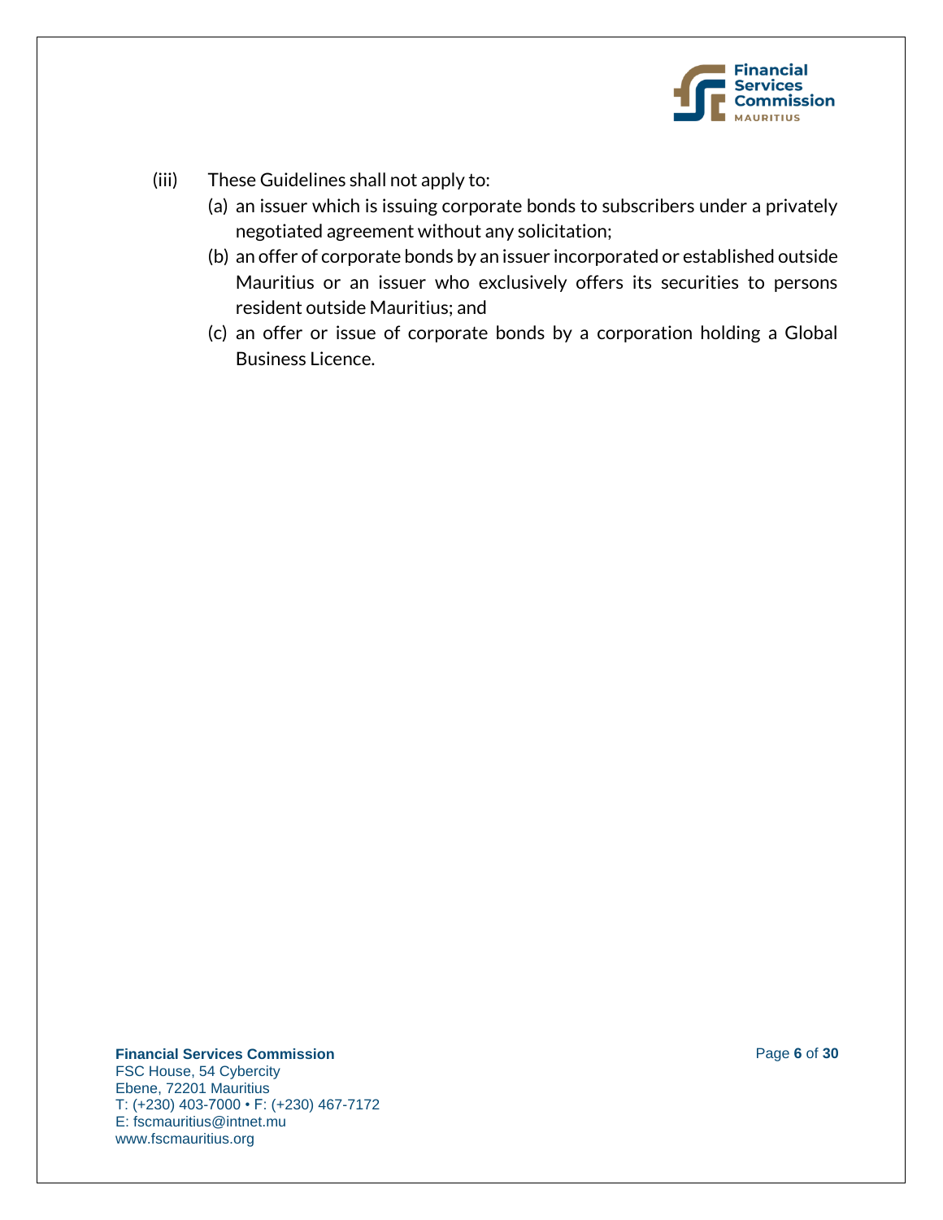(iii) These Guidelines shall not apply to:

(a) an issuer which is issuing corporate bonds to subscribers under a privately negotiated agreement without any solicitation;

(b) an offer of corporate bonds by an issuer incorporated or established outside Mauritius or an issuer who exclusively offers its securities to persons resident outside Mauritius; and

(c) an offer or issue of corporate bonds by a corporation holding a Global Business Licence.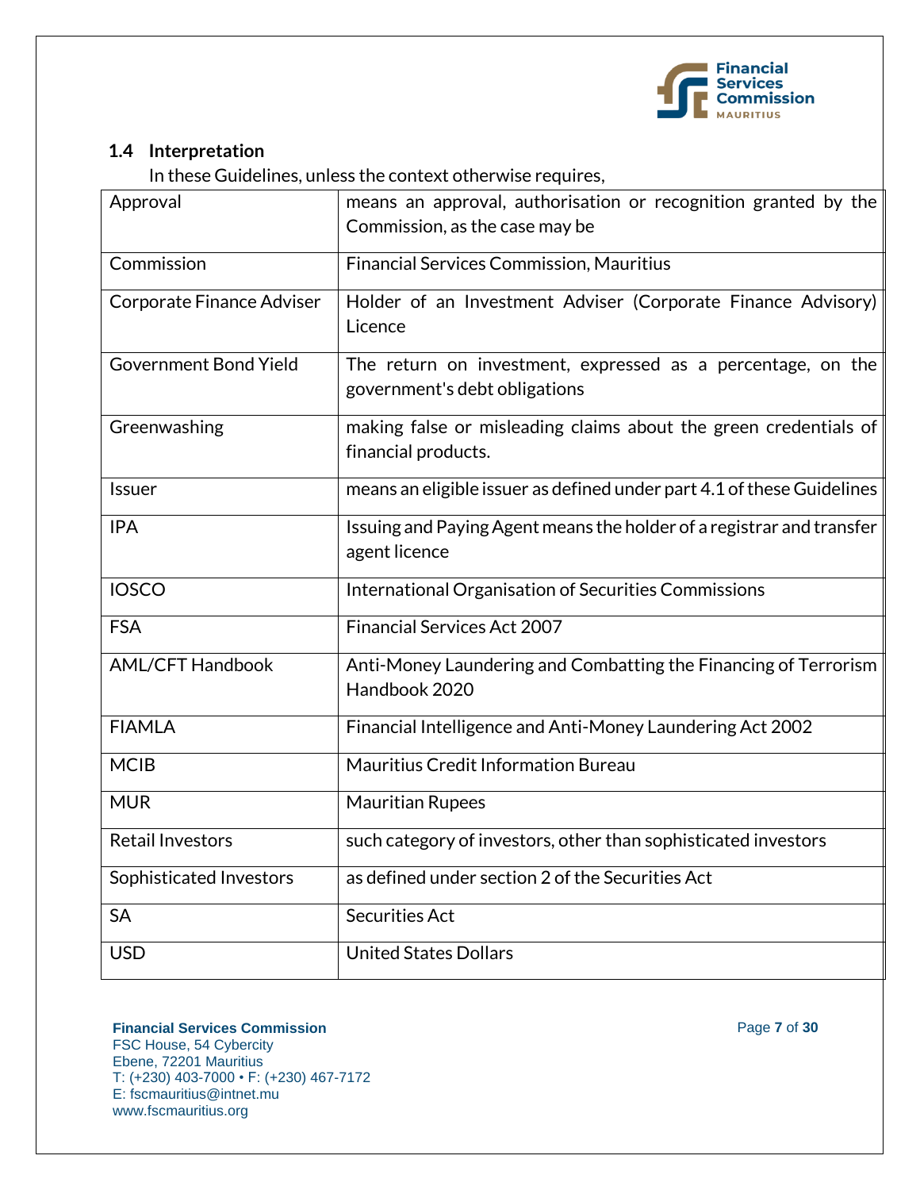### 1.4 Interpretation

In these Guidelines, unless the context otherwise requires,

| | |
|---|---|
| Approval | means an approval, authorisation or recognition granted by the Commission, as the case may be |
| Commission | Financial Services Commission, Mauritius |
| Corporate Finance Adviser | Holder of an Investment Adviser (Corporate Finance Advisory) Licence |
| Government Bond Yield | The return on investment, expressed as a percentage, on the government's debt obligations |
| Greenwashing | making false or misleading claims about the green credentials of financial products. |
| Issuer | means an eligible issuer as defined under part 4.1 of these Guidelines |
| IPA | Issuing and Paying Agent means the holder of a registrar and transfer agent licence |
| IOSCO | International Organisation of Securities Commissions |
| FSA | Financial Services Act 2007 |
| AML/CFT Handbook | Anti-Money Laundering and Combatting the Financing of Terrorism Handbook 2020 |
| FIAMLA | Financial Intelligence and Anti-Money Laundering Act 2002 |
| MCIB | Mauritius Credit Information Bureau |
| MUR | Mauritian Rupees |
| Retail Investors | such category of investors, other than sophisticated investors |
| Sophisticated Investors | as defined under section 2 of the Securities Act |
| SA | Securities Act |
| USD | United States Dollars |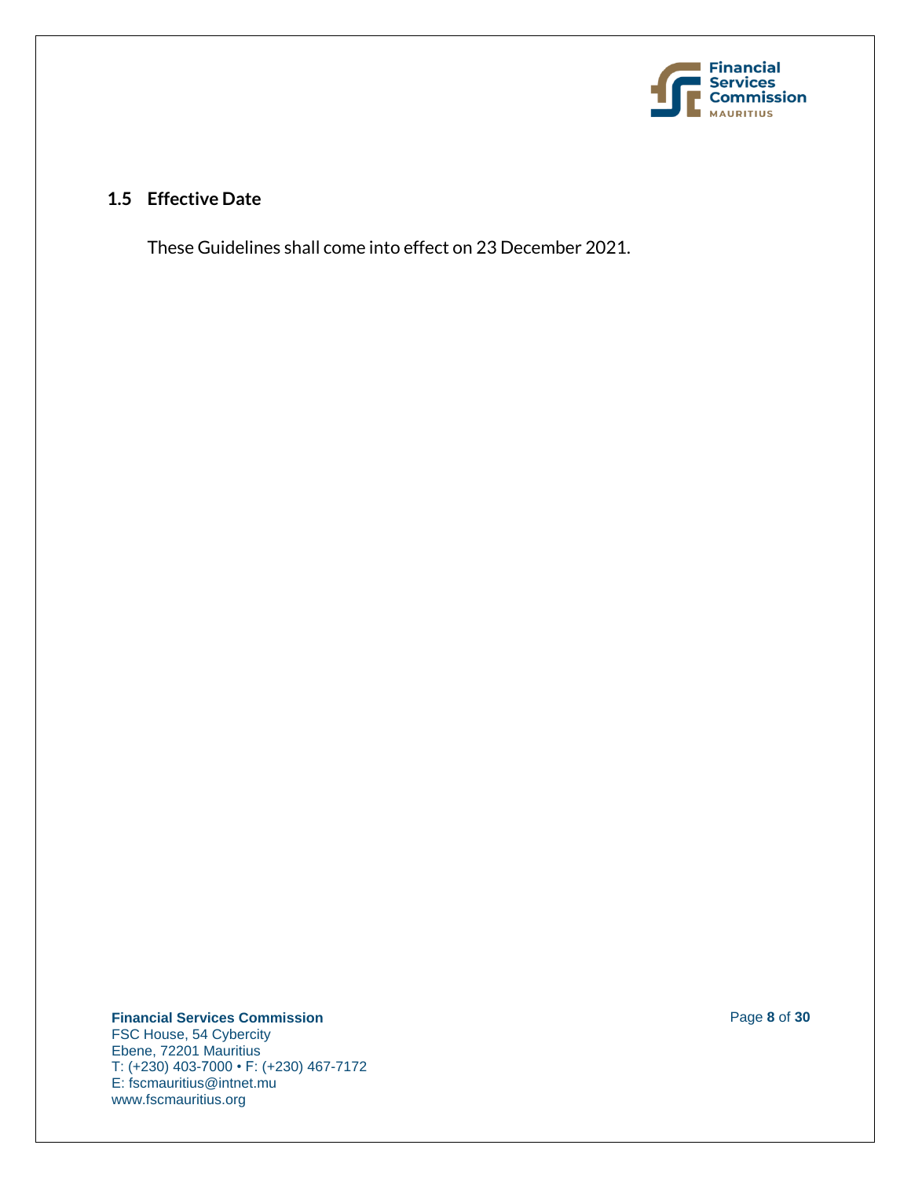### 1.5 Effective Date

These Guidelines shall come into effect on 23 December 2021.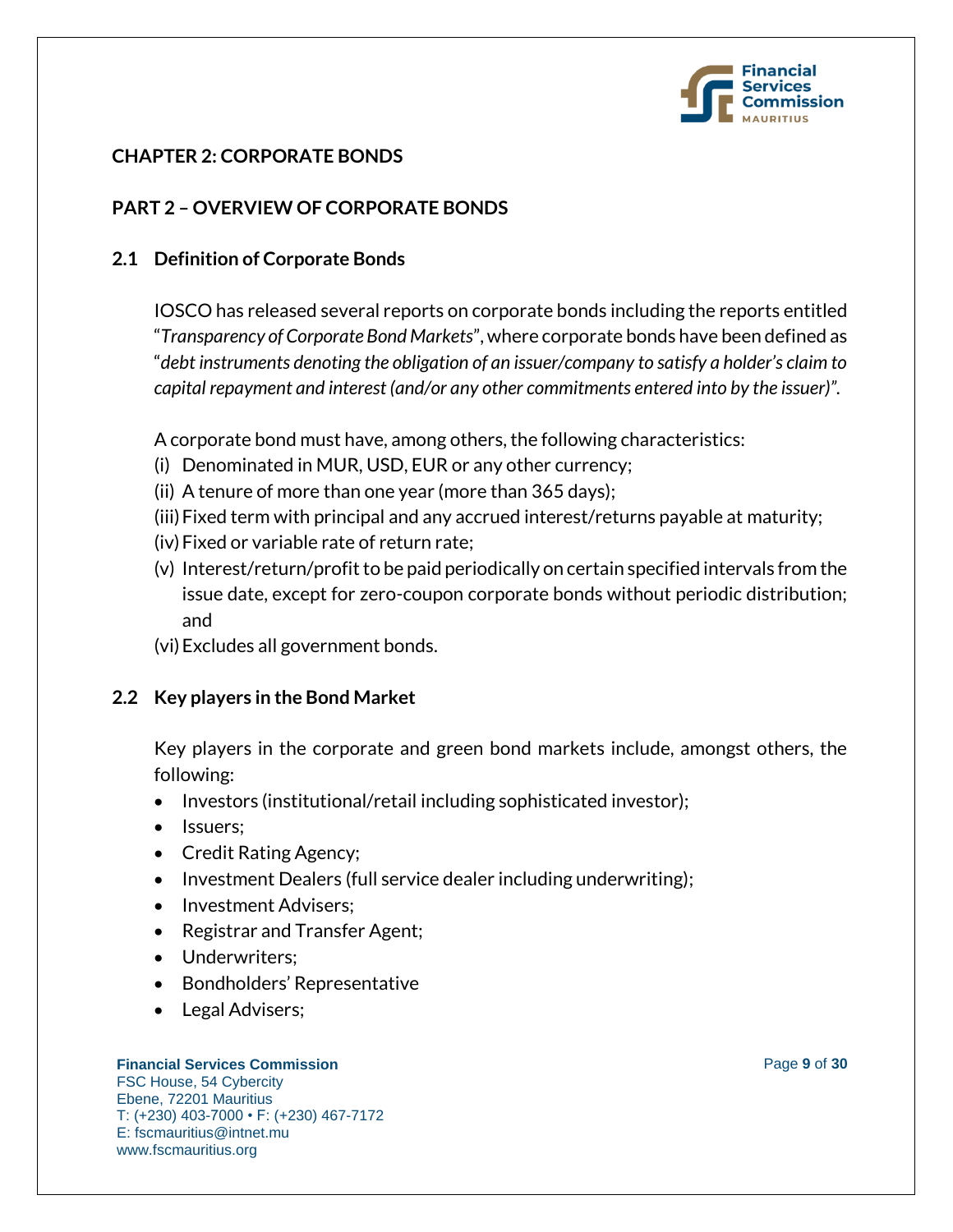## CHAPTER 2: CORPORATE BONDS

## PART 2 – OVERVIEW OF CORPORATE BONDS

### 2.1 Definition of Corporate Bonds

IOSCO has released several reports on corporate bonds including the reports entitled "*Transparency of Corporate Bond Markets*", where corporate bonds have been defined as "*debt instruments denoting the obligation of an issuer/company to satisfy a holder's claim to capital repayment and interest (and/or any other commitments entered into by the issuer)*".

A corporate bond must have, among others, the following characteristics:

(i) Denominated in MUR, USD, EUR or any other currency;
(ii) A tenure of more than one year (more than 365 days);
(iii) Fixed term with principal and any accrued interest/returns payable at maturity;
(iv) Fixed or variable rate of return rate;
(v) Interest/return/profit to be paid periodically on certain specified intervals from the issue date, except for zero-coupon corporate bonds without periodic distribution; and
(vi) Excludes all government bonds.

### 2.2 Key players in the Bond Market

Key players in the corporate and green bond markets include, amongst others, the following:

- Investors (institutional/retail including sophisticated investor);
- Issuers;
- Credit Rating Agency;
- Investment Dealers (full service dealer including underwriting);
- Investment Advisers;
- Registrar and Transfer Agent;
- Underwriters;
- Bondholders' Representative
- Legal Advisers;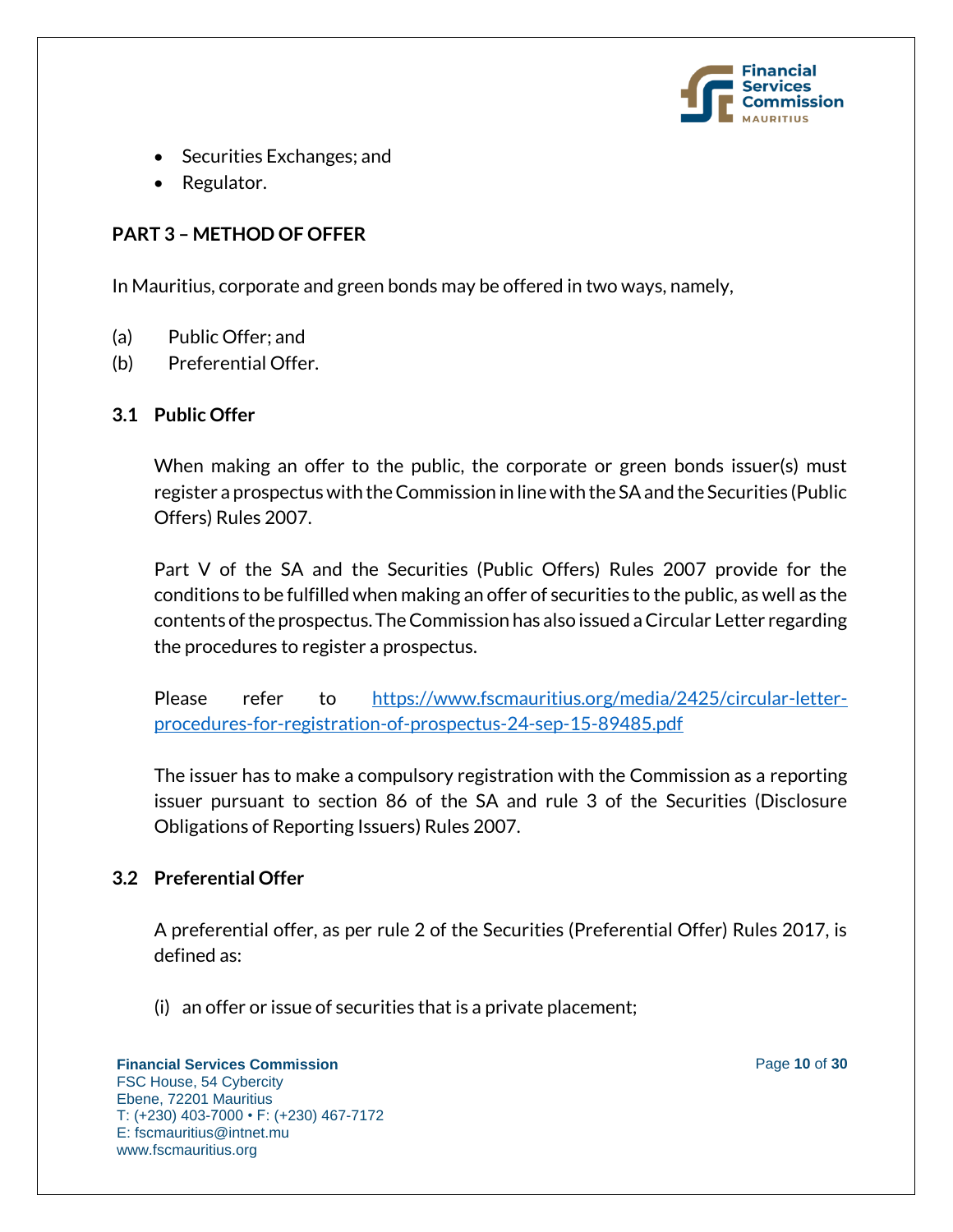- Securities Exchanges; and
- Regulator.

## PART 3 – METHOD OF OFFER

In Mauritius, corporate and green bonds may be offered in two ways, namely,

(a) Public Offer; and
(b) Preferential Offer.

### 3.1 Public Offer

When making an offer to the public, the corporate or green bonds issuer(s) must register a prospectus with the Commission in line with the SA and the Securities (Public Offers) Rules 2007.

Part V of the SA and the Securities (Public Offers) Rules 2007 provide for the conditions to be fulfilled when making an offer of securities to the public, as well as the contents of the prospectus. The Commission has also issued a Circular Letter regarding the procedures to register a prospectus.

Please refer to https://www.fscmauritius.org/media/2425/circular-letter-procedures-for-registration-of-prospectus-24-sep-15-89485.pdf

The issuer has to make a compulsory registration with the Commission as a reporting issuer pursuant to section 86 of the SA and rule 3 of the Securities (Disclosure Obligations of Reporting Issuers) Rules 2007.

### 3.2 Preferential Offer

A preferential offer, as per rule 2 of the Securities (Preferential Offer) Rules 2017, is defined as:

(i) an offer or issue of securities that is a private placement;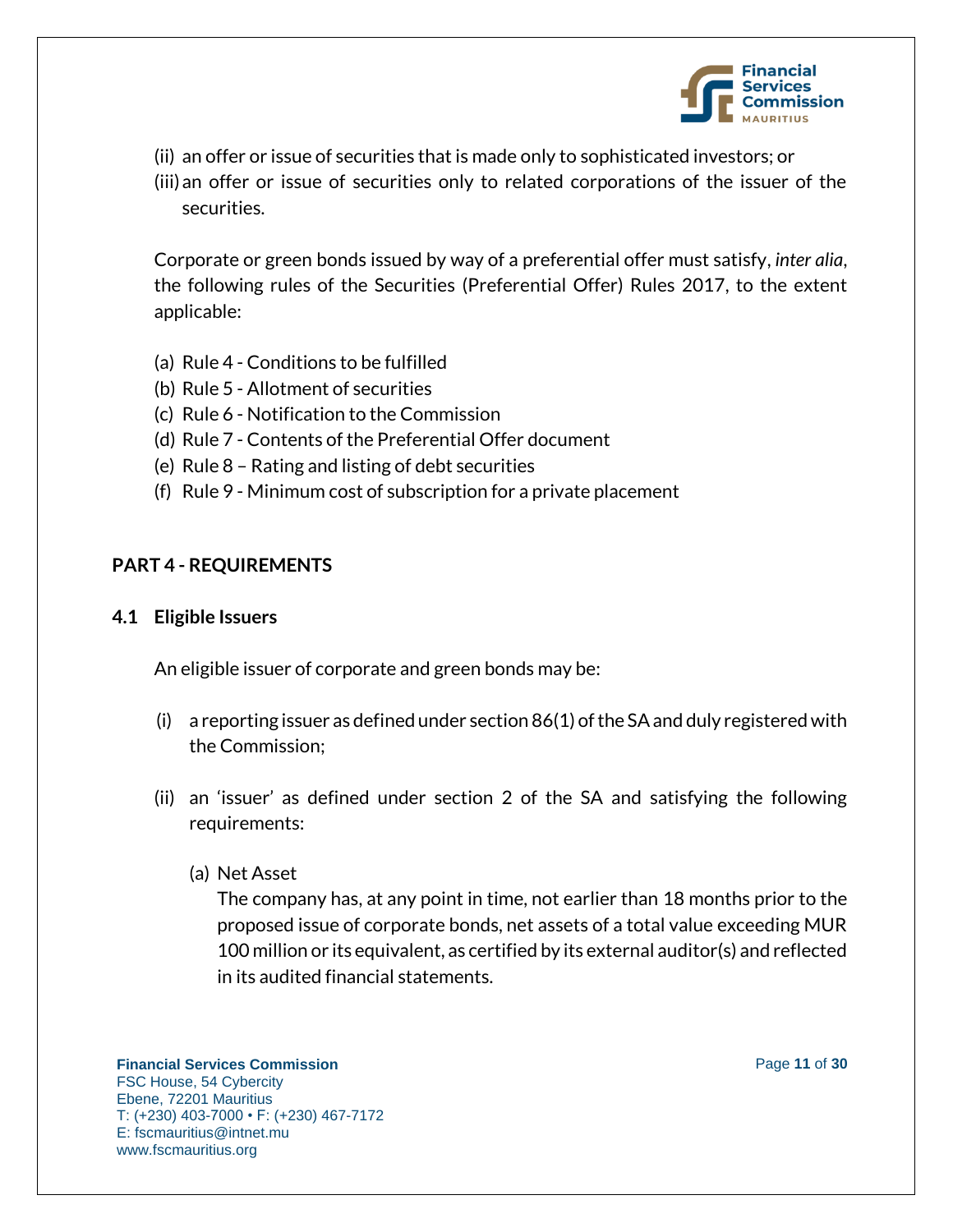(ii) an offer or issue of securities that is made only to sophisticated investors; or

(iii) an offer or issue of securities only to related corporations of the issuer of the securities.

Corporate or green bonds issued by way of a preferential offer must satisfy, *inter alia*, the following rules of the Securities (Preferential Offer) Rules 2017, to the extent applicable:

(a) Rule 4 - Conditions to be fulfilled
(b) Rule 5 - Allotment of securities
(c) Rule 6 - Notification to the Commission
(d) Rule 7 - Contents of the Preferential Offer document
(e) Rule 8 – Rating and listing of debt securities
(f) Rule 9 - Minimum cost of subscription for a private placement

## PART 4 - REQUIREMENTS

### 4.1 Eligible Issuers

An eligible issuer of corporate and green bonds may be:

(i) a reporting issuer as defined under section 86(1) of the SA and duly registered with the Commission;

(ii) an 'issuer' as defined under section 2 of the SA and satisfying the following requirements:

(a) Net Asset
The company has, at any point in time, not earlier than 18 months prior to the proposed issue of corporate bonds, net assets of a total value exceeding MUR 100 million or its equivalent, as certified by its external auditor(s) and reflected in its audited financial statements.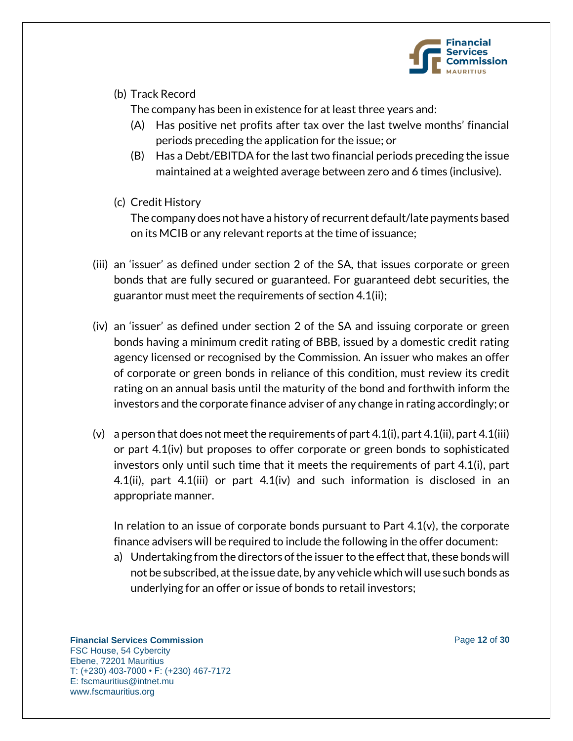(b) Track Record

The company has been in existence for at least three years and:

(A) Has positive net profits after tax over the last twelve months' financial periods preceding the application for the issue; or

(B) Has a Debt/EBITDA for the last two financial periods preceding the issue maintained at a weighted average between zero and 6 times (inclusive).

(c) Credit History

The company does not have a history of recurrent default/late payments based on its MCIB or any relevant reports at the time of issuance;

(iii) an 'issuer' as defined under section 2 of the SA, that issues corporate or green bonds that are fully secured or guaranteed. For guaranteed debt securities, the guarantor must meet the requirements of section 4.1(ii);

(iv) an 'issuer' as defined under section 2 of the SA and issuing corporate or green bonds having a minimum credit rating of BBB, issued by a domestic credit rating agency licensed or recognised by the Commission. An issuer who makes an offer of corporate or green bonds in reliance of this condition, must review its credit rating on an annual basis until the maturity of the bond and forthwith inform the investors and the corporate finance adviser of any change in rating accordingly; or

(v) a person that does not meet the requirements of part 4.1(i), part 4.1(ii), part 4.1(iii) or part 4.1(iv) but proposes to offer corporate or green bonds to sophisticated investors only until such time that it meets the requirements of part 4.1(i), part 4.1(ii), part 4.1(iii) or part 4.1(iv) and such information is disclosed in an appropriate manner.

In relation to an issue of corporate bonds pursuant to Part 4.1(v), the corporate finance advisers will be required to include the following in the offer document:

a) Undertaking from the directors of the issuer to the effect that, these bonds will not be subscribed, at the issue date, by any vehicle which will use such bonds as underlying for an offer or issue of bonds to retail investors;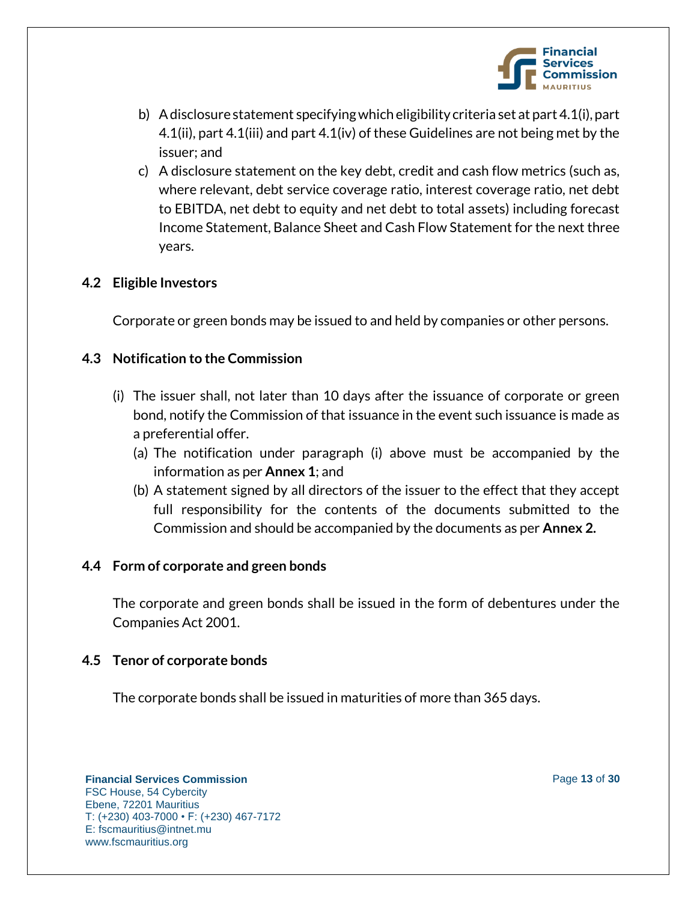b) A disclosure statement specifying which eligibility criteria set at part 4.1(i), part 4.1(ii), part 4.1(iii) and part 4.1(iv) of these Guidelines are not being met by the issuer; and

c) A disclosure statement on the key debt, credit and cash flow metrics (such as, where relevant, debt service coverage ratio, interest coverage ratio, net debt to EBITDA, net debt to equity and net debt to total assets) including forecast Income Statement, Balance Sheet and Cash Flow Statement for the next three years.

### 4.2 Eligible Investors

Corporate or green bonds may be issued to and held by companies or other persons.

### 4.3 Notification to the Commission

(i) The issuer shall, not later than 10 days after the issuance of corporate or green bond, notify the Commission of that issuance in the event such issuance is made as a preferential offer.

   (a) The notification under paragraph (i) above must be accompanied by the information as per **Annex 1**; and

   (b) A statement signed by all directors of the issuer to the effect that they accept full responsibility for the contents of the documents submitted to the Commission and should be accompanied by the documents as per **Annex 2.**

### 4.4 Form of corporate and green bonds

The corporate and green bonds shall be issued in the form of debentures under the Companies Act 2001.

### 4.5 Tenor of corporate bonds

The corporate bonds shall be issued in maturities of more than 365 days.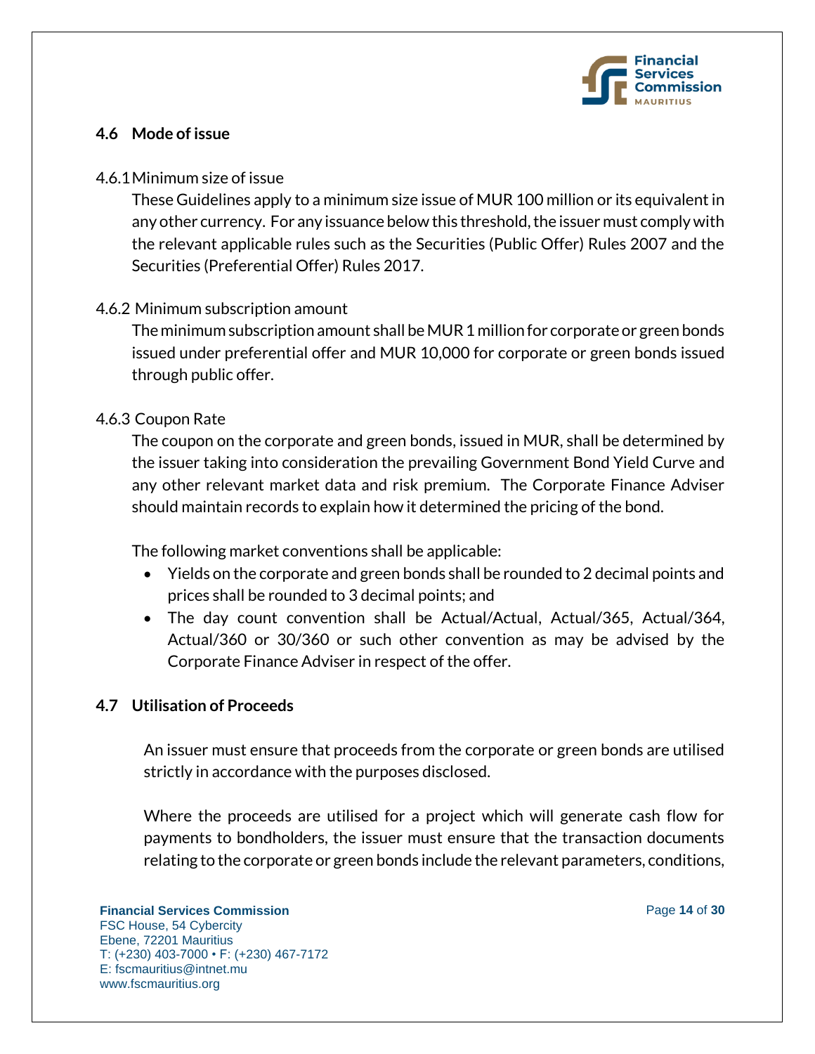## 4.6 Mode of issue

4.6.1 Minimum size of issue

These Guidelines apply to a minimum size issue of MUR 100 million or its equivalent in any other currency. For any issuance below this threshold, the issuer must comply with the relevant applicable rules such as the Securities (Public Offer) Rules 2007 and the Securities (Preferential Offer) Rules 2017.

4.6.2 Minimum subscription amount

The minimum subscription amount shall be MUR 1 million for corporate or green bonds issued under preferential offer and MUR 10,000 for corporate or green bonds issued through public offer.

4.6.3 Coupon Rate

The coupon on the corporate and green bonds, issued in MUR, shall be determined by the issuer taking into consideration the prevailing Government Bond Yield Curve and any other relevant market data and risk premium. The Corporate Finance Adviser should maintain records to explain how it determined the pricing of the bond.

The following market conventions shall be applicable:

- Yields on the corporate and green bonds shall be rounded to 2 decimal points and prices shall be rounded to 3 decimal points; and
- The day count convention shall be Actual/Actual, Actual/365, Actual/364, Actual/360 or 30/360 or such other convention as may be advised by the Corporate Finance Adviser in respect of the offer.

## 4.7 Utilisation of Proceeds

An issuer must ensure that proceeds from the corporate or green bonds are utilised strictly in accordance with the purposes disclosed.

Where the proceeds are utilised for a project which will generate cash flow for payments to bondholders, the issuer must ensure that the transaction documents relating to the corporate or green bonds include the relevant parameters, conditions,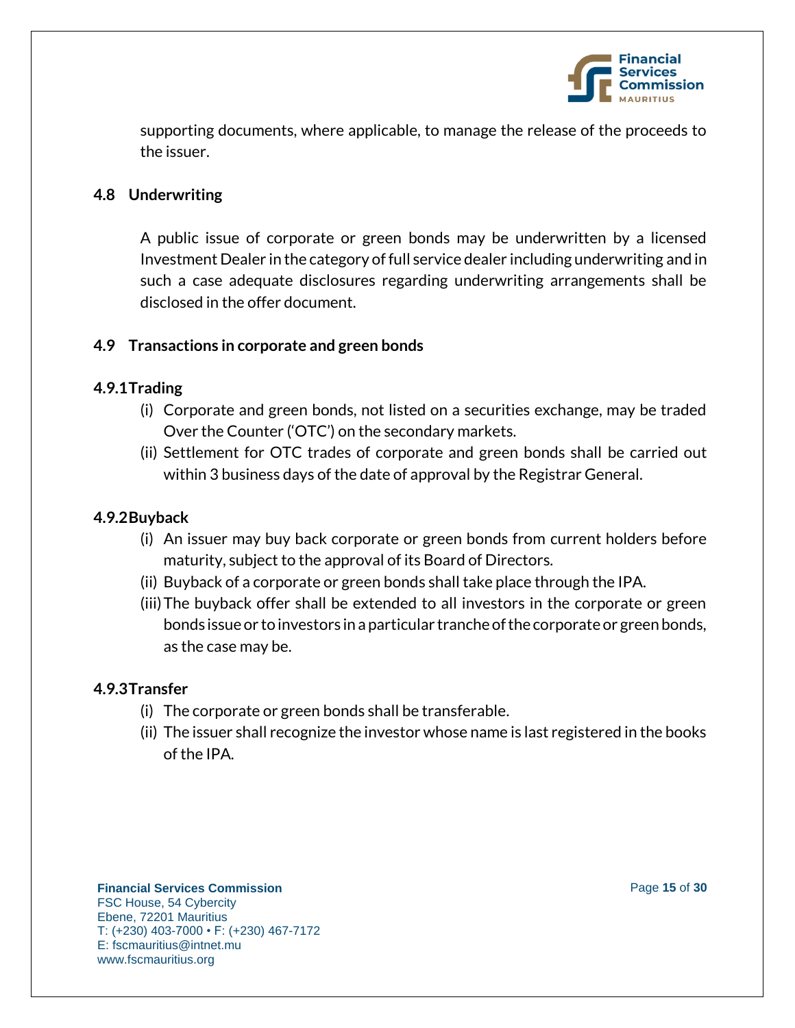supporting documents, where applicable, to manage the release of the proceeds to the issuer.

## 4.8 Underwriting

A public issue of corporate or green bonds may be underwritten by a licensed Investment Dealer in the category of full service dealer including underwriting and in such a case adequate disclosures regarding underwriting arrangements shall be disclosed in the offer document.

## 4.9 Transactions in corporate and green bonds

### 4.9.1 Trading

(i) Corporate and green bonds, not listed on a securities exchange, may be traded Over the Counter ('OTC') on the secondary markets.

(ii) Settlement for OTC trades of corporate and green bonds shall be carried out within 3 business days of the date of approval by the Registrar General.

### 4.9.2 Buyback

(i) An issuer may buy back corporate or green bonds from current holders before maturity, subject to the approval of its Board of Directors.

(ii) Buyback of a corporate or green bonds shall take place through the IPA.

(iii) The buyback offer shall be extended to all investors in the corporate or green bonds issue or to investors in a particular tranche of the corporate or green bonds, as the case may be.

### 4.9.3 Transfer

(i) The corporate or green bonds shall be transferable.

(ii) The issuer shall recognize the investor whose name is last registered in the books of the IPA.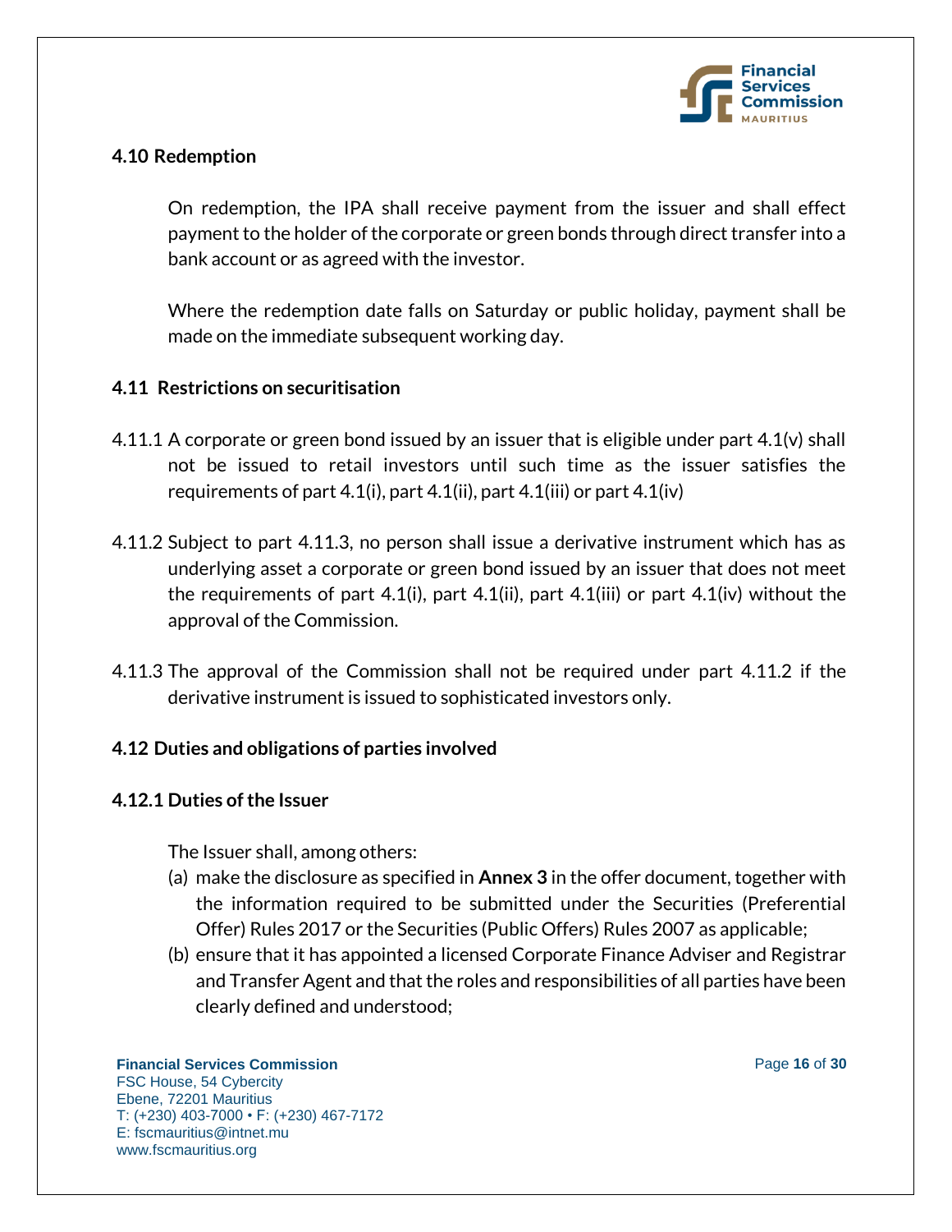### 4.10 Redemption

On redemption, the IPA shall receive payment from the issuer and shall effect payment to the holder of the corporate or green bonds through direct transfer into a bank account or as agreed with the investor.

Where the redemption date falls on Saturday or public holiday, payment shall be made on the immediate subsequent working day.

### 4.11 Restrictions on securitisation

4.11.1 A corporate or green bond issued by an issuer that is eligible under part 4.1(v) shall not be issued to retail investors until such time as the issuer satisfies the requirements of part 4.1(i), part 4.1(ii), part 4.1(iii) or part 4.1(iv)

4.11.2 Subject to part 4.11.3, no person shall issue a derivative instrument which has as underlying asset a corporate or green bond issued by an issuer that does not meet the requirements of part 4.1(i), part 4.1(ii), part 4.1(iii) or part 4.1(iv) without the approval of the Commission.

4.11.3 The approval of the Commission shall not be required under part 4.11.2 if the derivative instrument is issued to sophisticated investors only.

### 4.12 Duties and obligations of parties involved

#### 4.12.1 Duties of the Issuer

The Issuer shall, among others:

(a) make the disclosure as specified in **Annex 3** in the offer document, together with the information required to be submitted under the Securities (Preferential Offer) Rules 2017 or the Securities (Public Offers) Rules 2007 as applicable;

(b) ensure that it has appointed a licensed Corporate Finance Adviser and Registrar and Transfer Agent and that the roles and responsibilities of all parties have been clearly defined and understood;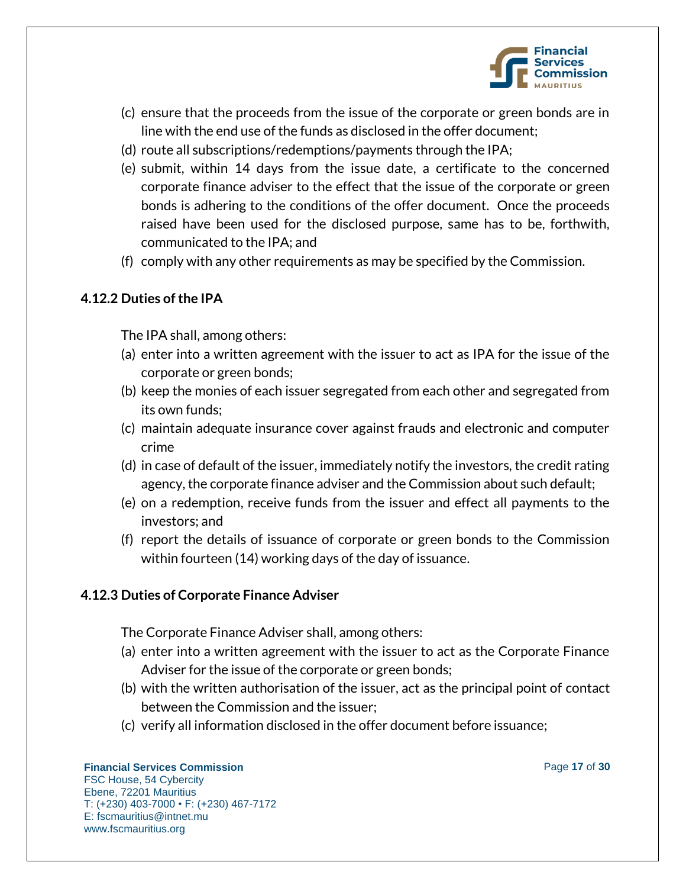(c) ensure that the proceeds from the issue of the corporate or green bonds are in line with the end use of the funds as disclosed in the offer document;
(d) route all subscriptions/redemptions/payments through the IPA;
(e) submit, within 14 days from the issue date, a certificate to the concerned corporate finance adviser to the effect that the issue of the corporate or green bonds is adhering to the conditions of the offer document. Once the proceeds raised have been used for the disclosed purpose, same has to be, forthwith, communicated to the IPA; and
(f) comply with any other requirements as may be specified by the Commission.

### 4.12.2 Duties of the IPA

The IPA shall, among others:

(a) enter into a written agreement with the issuer to act as IPA for the issue of the corporate or green bonds;
(b) keep the monies of each issuer segregated from each other and segregated from its own funds;
(c) maintain adequate insurance cover against frauds and electronic and computer crime
(d) in case of default of the issuer, immediately notify the investors, the credit rating agency, the corporate finance adviser and the Commission about such default;
(e) on a redemption, receive funds from the issuer and effect all payments to the investors; and
(f) report the details of issuance of corporate or green bonds to the Commission within fourteen (14) working days of the day of issuance.

### 4.12.3 Duties of Corporate Finance Adviser

The Corporate Finance Adviser shall, among others:

(a) enter into a written agreement with the issuer to act as the Corporate Finance Adviser for the issue of the corporate or green bonds;
(b) with the written authorisation of the issuer, act as the principal point of contact between the Commission and the issuer;
(c) verify all information disclosed in the offer document before issuance;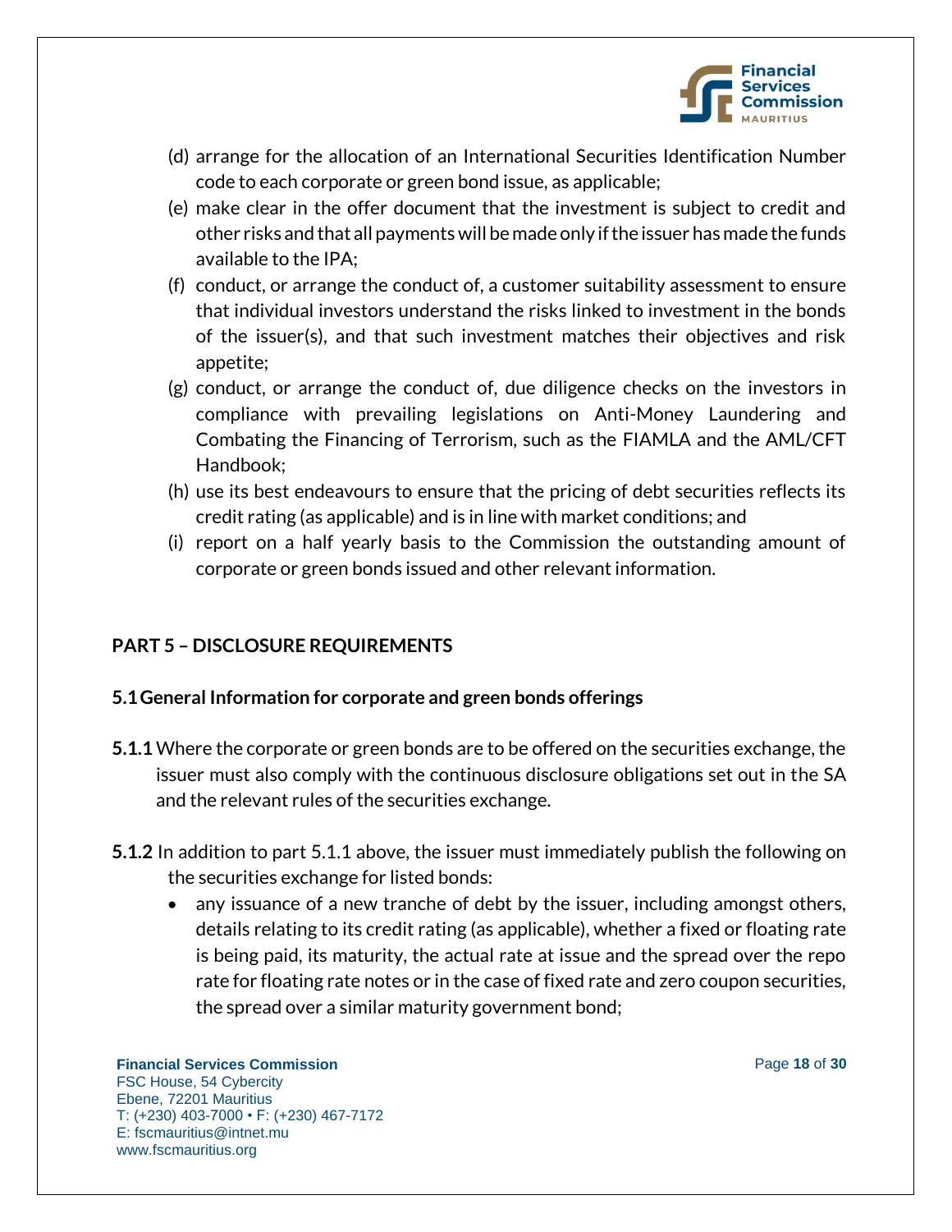(d) arrange for the allocation of an International Securities Identification Number code to each corporate or green bond issue, as applicable;

(e) make clear in the offer document that the investment is subject to credit and other risks and that all payments will be made only if the issuer has made the funds available to the IPA;

(f) conduct, or arrange the conduct of, a customer suitability assessment to ensure that individual investors understand the risks linked to investment in the bonds of the issuer(s), and that such investment matches their objectives and risk appetite;

(g) conduct, or arrange the conduct of, due diligence checks on the investors in compliance with prevailing legislations on Anti-Money Laundering and Combating the Financing of Terrorism, such as the FIAMLA and the AML/CFT Handbook;

(h) use its best endeavours to ensure that the pricing of debt securities reflects its credit rating (as applicable) and is in line with market conditions; and

(i) report on a half yearly basis to the Commission the outstanding amount of corporate or green bonds issued and other relevant information.

## PART 5 – DISCLOSURE REQUIREMENTS

### 5.1 General Information for corporate and green bonds offerings

**5.1.1** Where the corporate or green bonds are to be offered on the securities exchange, the issuer must also comply with the continuous disclosure obligations set out in the SA and the relevant rules of the securities exchange.

**5.1.2** In addition to part 5.1.1 above, the issuer must immediately publish the following on the securities exchange for listed bonds:

- any issuance of a new tranche of debt by the issuer, including amongst others, details relating to its credit rating (as applicable), whether a fixed or floating rate is being paid, its maturity, the actual rate at issue and the spread over the repo rate for floating rate notes or in the case of fixed rate and zero coupon securities, the spread over a similar maturity government bond;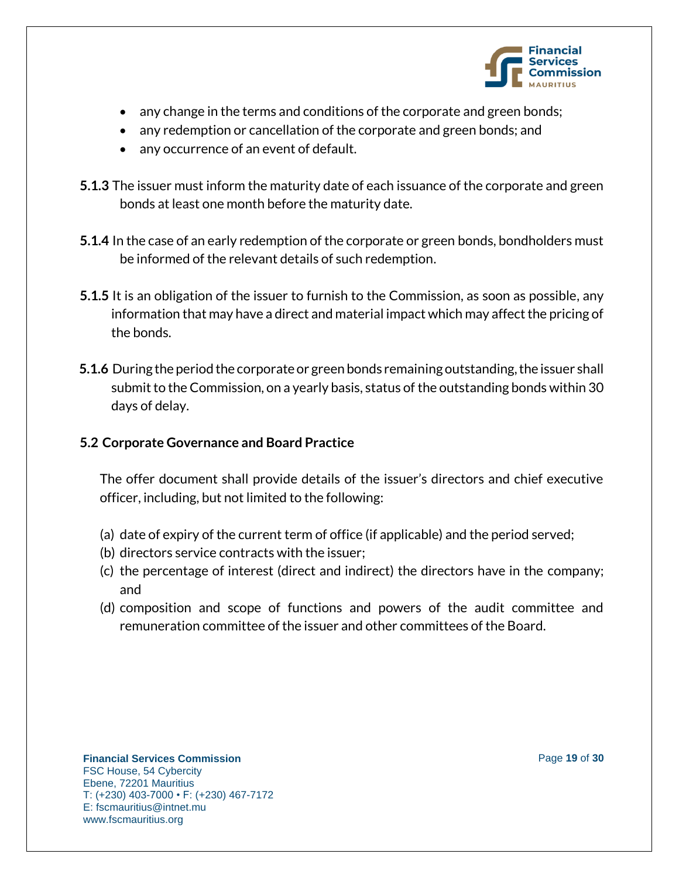- any change in the terms and conditions of the corporate and green bonds;
- any redemption or cancellation of the corporate and green bonds; and
- any occurrence of an event of default.

**5.1.3** The issuer must inform the maturity date of each issuance of the corporate and green bonds at least one month before the maturity date.

**5.1.4** In the case of an early redemption of the corporate or green bonds, bondholders must be informed of the relevant details of such redemption.

**5.1.5** It is an obligation of the issuer to furnish to the Commission, as soon as possible, any information that may have a direct and material impact which may affect the pricing of the bonds.

**5.1.6** During the period the corporate or green bonds remaining outstanding, the issuer shall submit to the Commission, on a yearly basis, status of the outstanding bonds within 30 days of delay.

### 5.2 Corporate Governance and Board Practice

The offer document shall provide details of the issuer's directors and chief executive officer, including, but not limited to the following:

(a) date of expiry of the current term of office (if applicable) and the period served;
(b) directors service contracts with the issuer;
(c) the percentage of interest (direct and indirect) the directors have in the company; and
(d) composition and scope of functions and powers of the audit committee and remuneration committee of the issuer and other committees of the Board.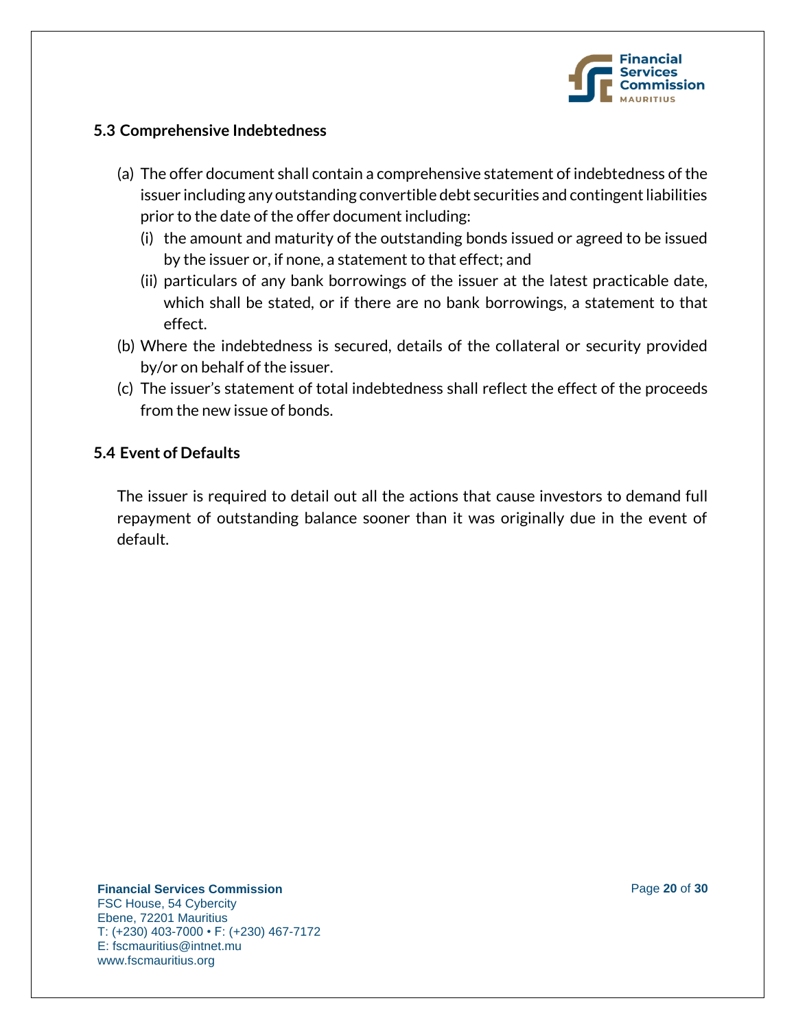### 5.3 Comprehensive Indebtedness

(a) The offer document shall contain a comprehensive statement of indebtedness of the issuer including any outstanding convertible debt securities and contingent liabilities prior to the date of the offer document including:
   - (i) the amount and maturity of the outstanding bonds issued or agreed to be issued by the issuer or, if none, a statement to that effect; and
   - (ii) particulars of any bank borrowings of the issuer at the latest practicable date, which shall be stated, or if there are no bank borrowings, a statement to that effect.

(b) Where the indebtedness is secured, details of the collateral or security provided by/or on behalf of the issuer.

(c) The issuer's statement of total indebtedness shall reflect the effect of the proceeds from the new issue of bonds.

### 5.4 Event of Defaults

The issuer is required to detail out all the actions that cause investors to demand full repayment of outstanding balance sooner than it was originally due in the event of default.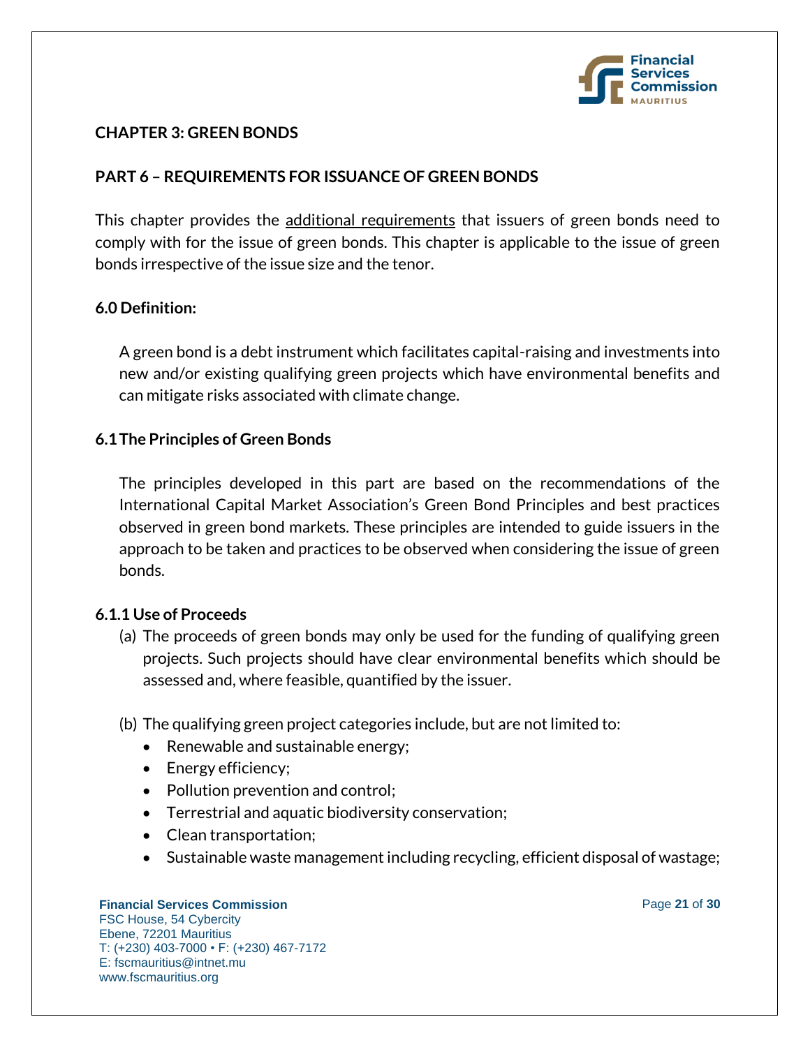## CHAPTER 3: GREEN BONDS

### PART 6 – REQUIREMENTS FOR ISSUANCE OF GREEN BONDS

This chapter provides the <u>additional requirements</u> that issuers of green bonds need to comply with for the issue of green bonds. This chapter is applicable to the issue of green bonds irrespective of the issue size and the tenor.

### 6.0 Definition:

A green bond is a debt instrument which facilitates capital-raising and investments into new and/or existing qualifying green projects which have environmental benefits and can mitigate risks associated with climate change.

### 6.1 The Principles of Green Bonds

The principles developed in this part are based on the recommendations of the International Capital Market Association's Green Bond Principles and best practices observed in green bond markets. These principles are intended to guide issuers in the approach to be taken and practices to be observed when considering the issue of green bonds.

#### 6.1.1 Use of Proceeds

(a) The proceeds of green bonds may only be used for the funding of qualifying green projects. Such projects should have clear environmental benefits which should be assessed and, where feasible, quantified by the issuer.

(b) The qualifying green project categories include, but are not limited to:

- Renewable and sustainable energy;
- Energy efficiency;
- Pollution prevention and control;
- Terrestrial and aquatic biodiversity conservation;
- Clean transportation;
- Sustainable waste management including recycling, efficient disposal of wastage;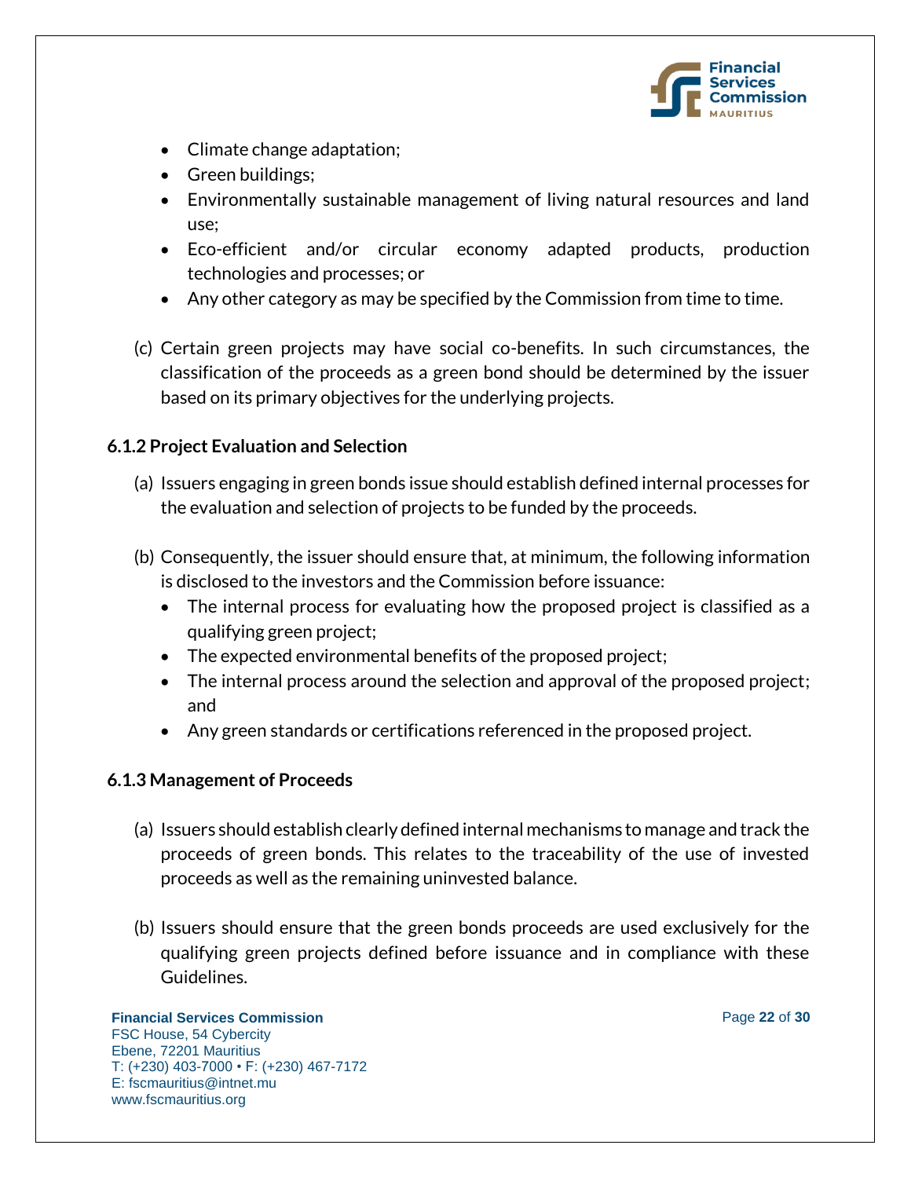- Climate change adaptation;
- Green buildings;
- Environmentally sustainable management of living natural resources and land use;
- Eco-efficient and/or circular economy adapted products, production technologies and processes; or
- Any other category as may be specified by the Commission from time to time.

(c) Certain green projects may have social co-benefits. In such circumstances, the classification of the proceeds as a green bond should be determined by the issuer based on its primary objectives for the underlying projects.

### 6.1.2 Project Evaluation and Selection

(a) Issuers engaging in green bonds issue should establish defined internal processes for the evaluation and selection of projects to be funded by the proceeds.

(b) Consequently, the issuer should ensure that, at minimum, the following information is disclosed to the investors and the Commission before issuance:

- The internal process for evaluating how the proposed project is classified as a qualifying green project;
- The expected environmental benefits of the proposed project;
- The internal process around the selection and approval of the proposed project; and
- Any green standards or certifications referenced in the proposed project.

### 6.1.3 Management of Proceeds

(a) Issuers should establish clearly defined internal mechanisms to manage and track the proceeds of green bonds. This relates to the traceability of the use of invested proceeds as well as the remaining uninvested balance.

(b) Issuers should ensure that the green bonds proceeds are used exclusively for the qualifying green projects defined before issuance and in compliance with these Guidelines.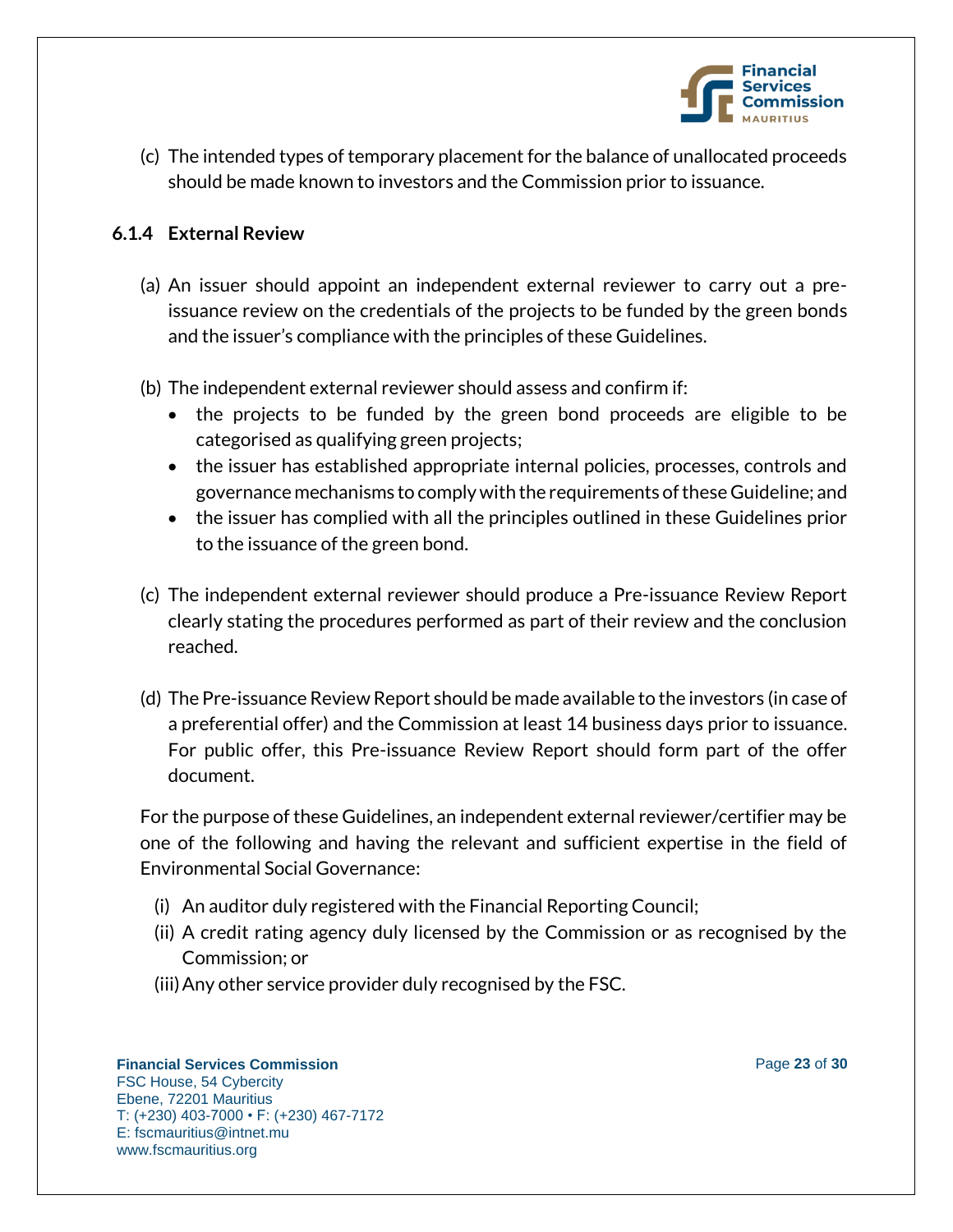(c) The intended types of temporary placement for the balance of unallocated proceeds should be made known to investors and the Commission prior to issuance.

### 6.1.4 External Review

(a) An issuer should appoint an independent external reviewer to carry out a pre-issuance review on the credentials of the projects to be funded by the green bonds and the issuer's compliance with the principles of these Guidelines.

(b) The independent external reviewer should assess and confirm if:

- the projects to be funded by the green bond proceeds are eligible to be categorised as qualifying green projects;
- the issuer has established appropriate internal policies, processes, controls and governance mechanisms to comply with the requirements of these Guideline; and
- the issuer has complied with all the principles outlined in these Guidelines prior to the issuance of the green bond.

(c) The independent external reviewer should produce a Pre-issuance Review Report clearly stating the procedures performed as part of their review and the conclusion reached.

(d) The Pre-issuance Review Report should be made available to the investors (in case of a preferential offer) and the Commission at least 14 business days prior to issuance. For public offer, this Pre-issuance Review Report should form part of the offer document.

For the purpose of these Guidelines, an independent external reviewer/certifier may be one of the following and having the relevant and sufficient expertise in the field of Environmental Social Governance:

(i) An auditor duly registered with the Financial Reporting Council;
(ii) A credit rating agency duly licensed by the Commission or as recognised by the Commission; or
(iii) Any other service provider duly recognised by the FSC.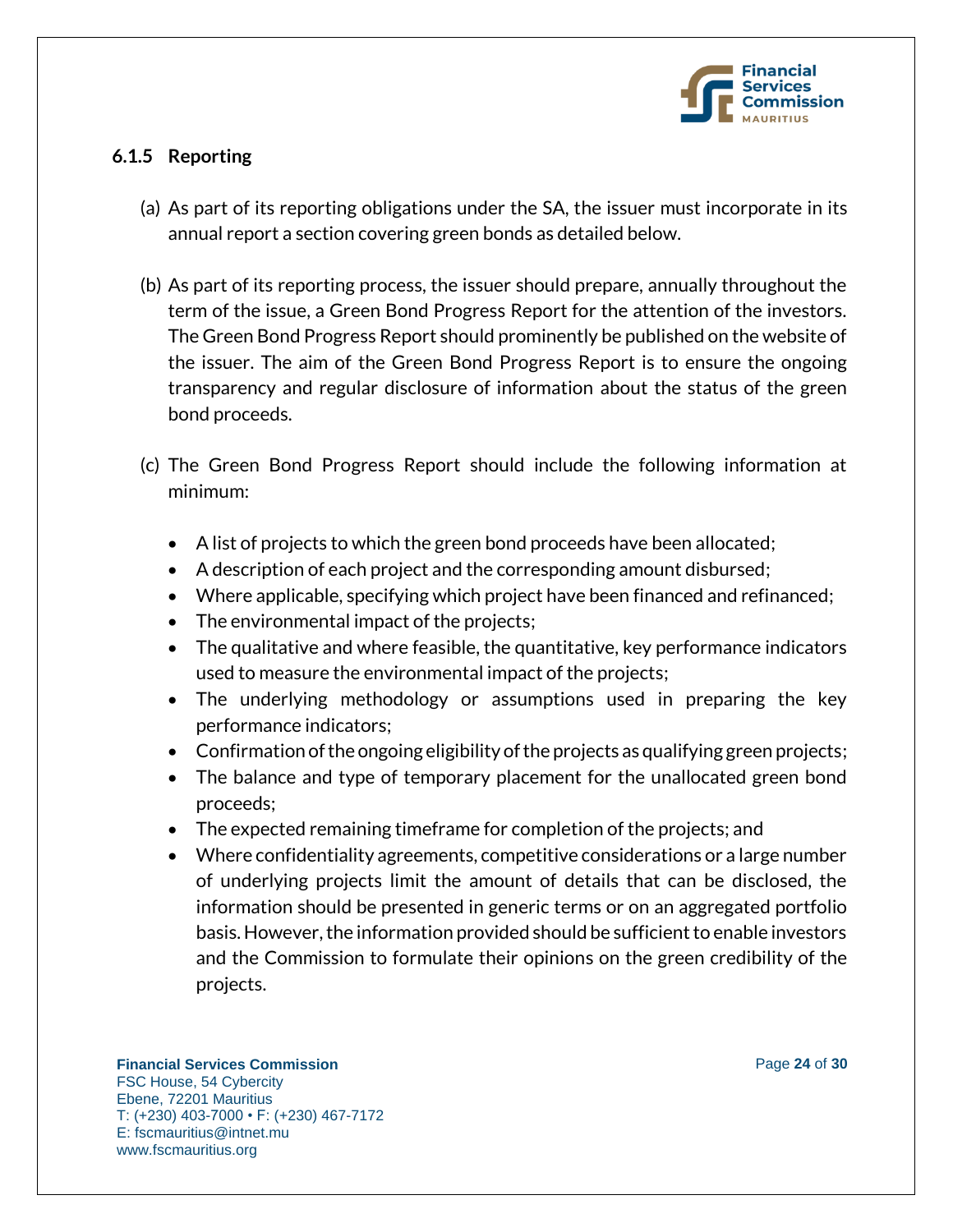### 6.1.5 Reporting

(a) As part of its reporting obligations under the SA, the issuer must incorporate in its annual report a section covering green bonds as detailed below.

(b) As part of its reporting process, the issuer should prepare, annually throughout the term of the issue, a Green Bond Progress Report for the attention of the investors. The Green Bond Progress Report should prominently be published on the website of the issuer. The aim of the Green Bond Progress Report is to ensure the ongoing transparency and regular disclosure of information about the status of the green bond proceeds.

(c) The Green Bond Progress Report should include the following information at minimum:

- A list of projects to which the green bond proceeds have been allocated;
- A description of each project and the corresponding amount disbursed;
- Where applicable, specifying which project have been financed and refinanced;
- The environmental impact of the projects;
- The qualitative and where feasible, the quantitative, key performance indicators used to measure the environmental impact of the projects;
- The underlying methodology or assumptions used in preparing the key performance indicators;
- Confirmation of the ongoing eligibility of the projects as qualifying green projects;
- The balance and type of temporary placement for the unallocated green bond proceeds;
- The expected remaining timeframe for completion of the projects; and
- Where confidentiality agreements, competitive considerations or a large number of underlying projects limit the amount of details that can be disclosed, the information should be presented in generic terms or on an aggregated portfolio basis. However, the information provided should be sufficient to enable investors and the Commission to formulate their opinions on the green credibility of the projects.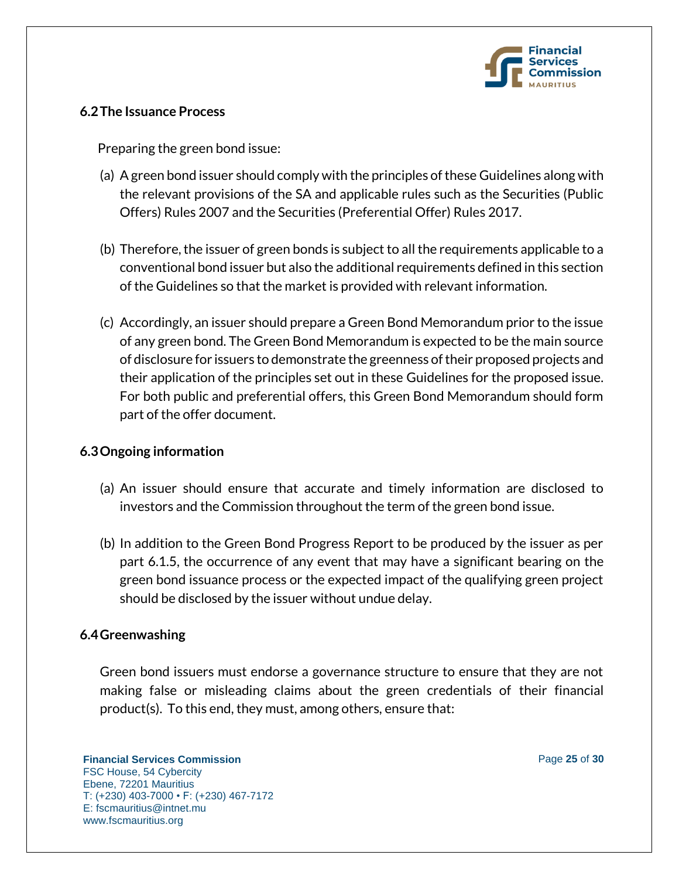### 6.2 The Issuance Process

Preparing the green bond issue:

(a) A green bond issuer should comply with the principles of these Guidelines along with the relevant provisions of the SA and applicable rules such as the Securities (Public Offers) Rules 2007 and the Securities (Preferential Offer) Rules 2017.

(b) Therefore, the issuer of green bonds is subject to all the requirements applicable to a conventional bond issuer but also the additional requirements defined in this section of the Guidelines so that the market is provided with relevant information.

(c) Accordingly, an issuer should prepare a Green Bond Memorandum prior to the issue of any green bond. The Green Bond Memorandum is expected to be the main source of disclosure for issuers to demonstrate the greenness of their proposed projects and their application of the principles set out in these Guidelines for the proposed issue. For both public and preferential offers, this Green Bond Memorandum should form part of the offer document.

### 6.3 Ongoing information

(a) An issuer should ensure that accurate and timely information are disclosed to investors and the Commission throughout the term of the green bond issue.

(b) In addition to the Green Bond Progress Report to be produced by the issuer as per part 6.1.5, the occurrence of any event that may have a significant bearing on the green bond issuance process or the expected impact of the qualifying green project should be disclosed by the issuer without undue delay.

### 6.4 Greenwashing

Green bond issuers must endorse a governance structure to ensure that they are not making false or misleading claims about the green credentials of their financial product(s). To this end, they must, among others, ensure that: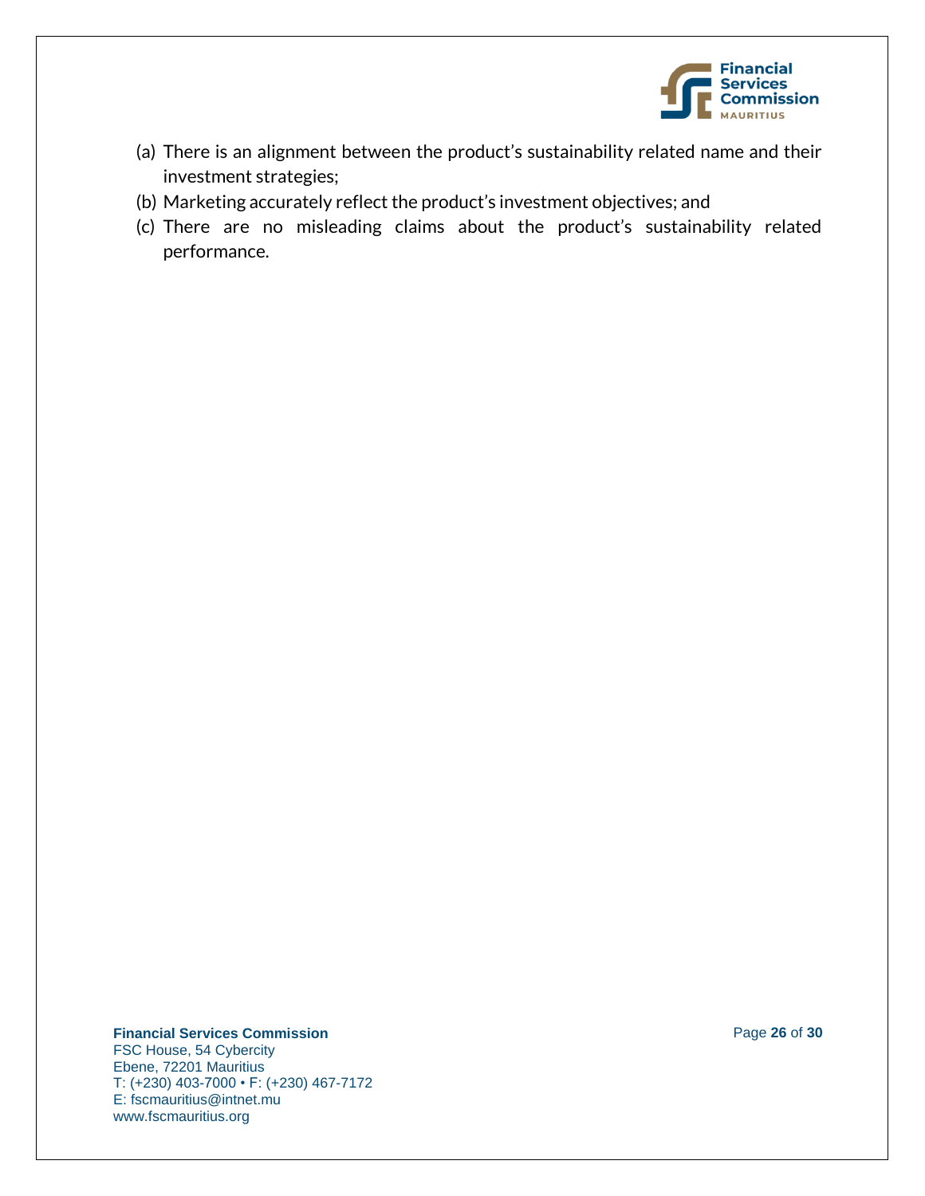(a) There is an alignment between the product's sustainability related name and their investment strategies;
(b) Marketing accurately reflect the product's investment objectives; and
(c) There are no misleading claims about the product's sustainability related performance.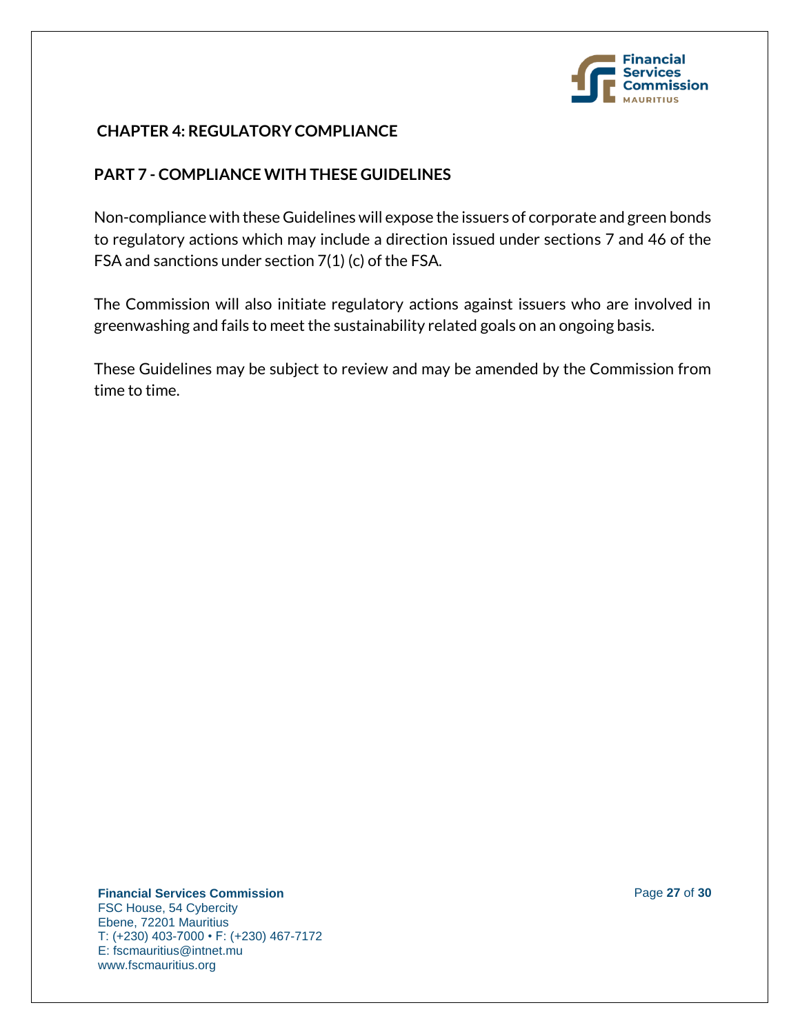## CHAPTER 4: REGULATORY COMPLIANCE

### PART 7 - COMPLIANCE WITH THESE GUIDELINES

Non-compliance with these Guidelines will expose the issuers of corporate and green bonds to regulatory actions which may include a direction issued under sections 7 and 46 of the FSA and sanctions under section 7(1) (c) of the FSA.

The Commission will also initiate regulatory actions against issuers who are involved in greenwashing and fails to meet the sustainability related goals on an ongoing basis.

These Guidelines may be subject to review and may be amended by the Commission from time to time.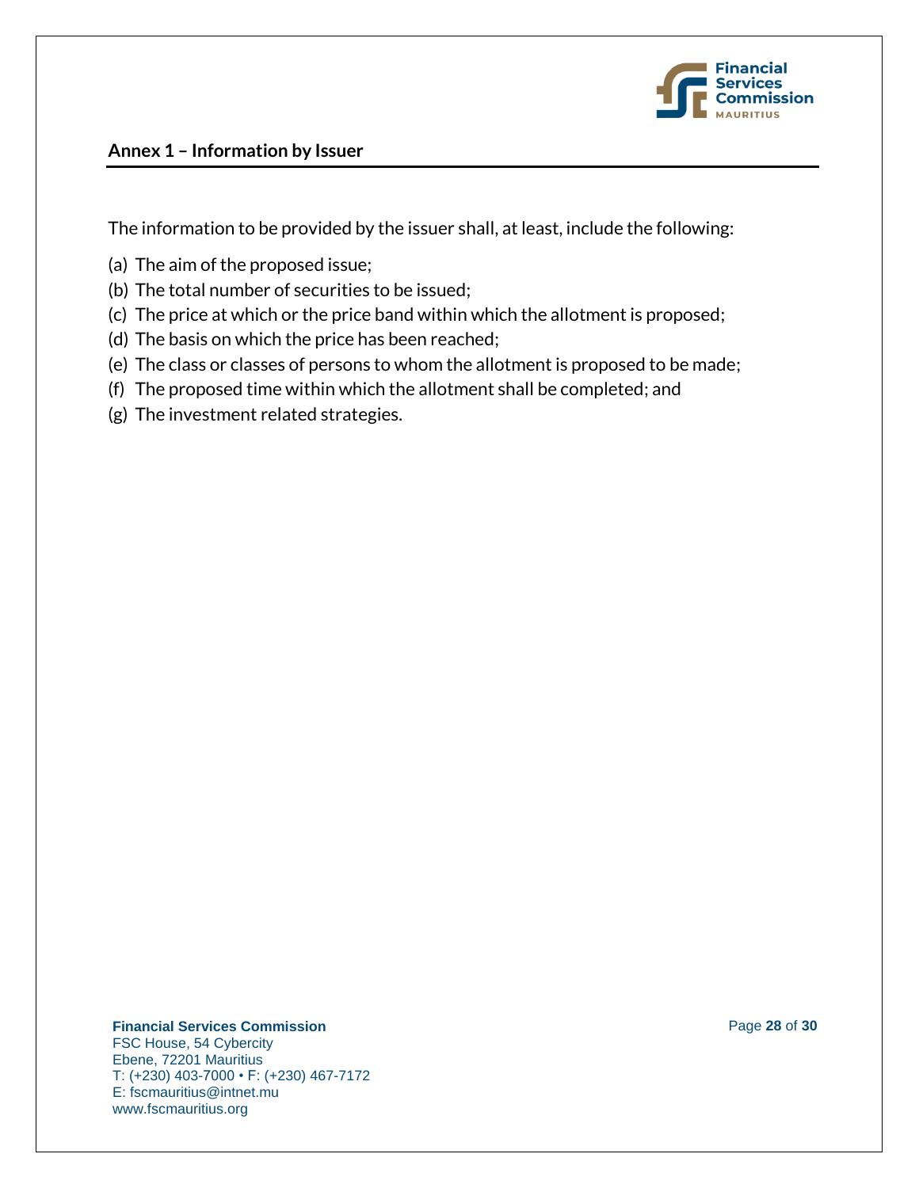## Annex 1 – Information by Issuer

The information to be provided by the issuer shall, at least, include the following:

(a) The aim of the proposed issue;

(b) The total number of securities to be issued;

(c) The price at which or the price band within which the allotment is proposed;

(d) The basis on which the price has been reached;

(e) The class or classes of persons to whom the allotment is proposed to be made;

(f) The proposed time within which the allotment shall be completed; and

(g) The investment related strategies.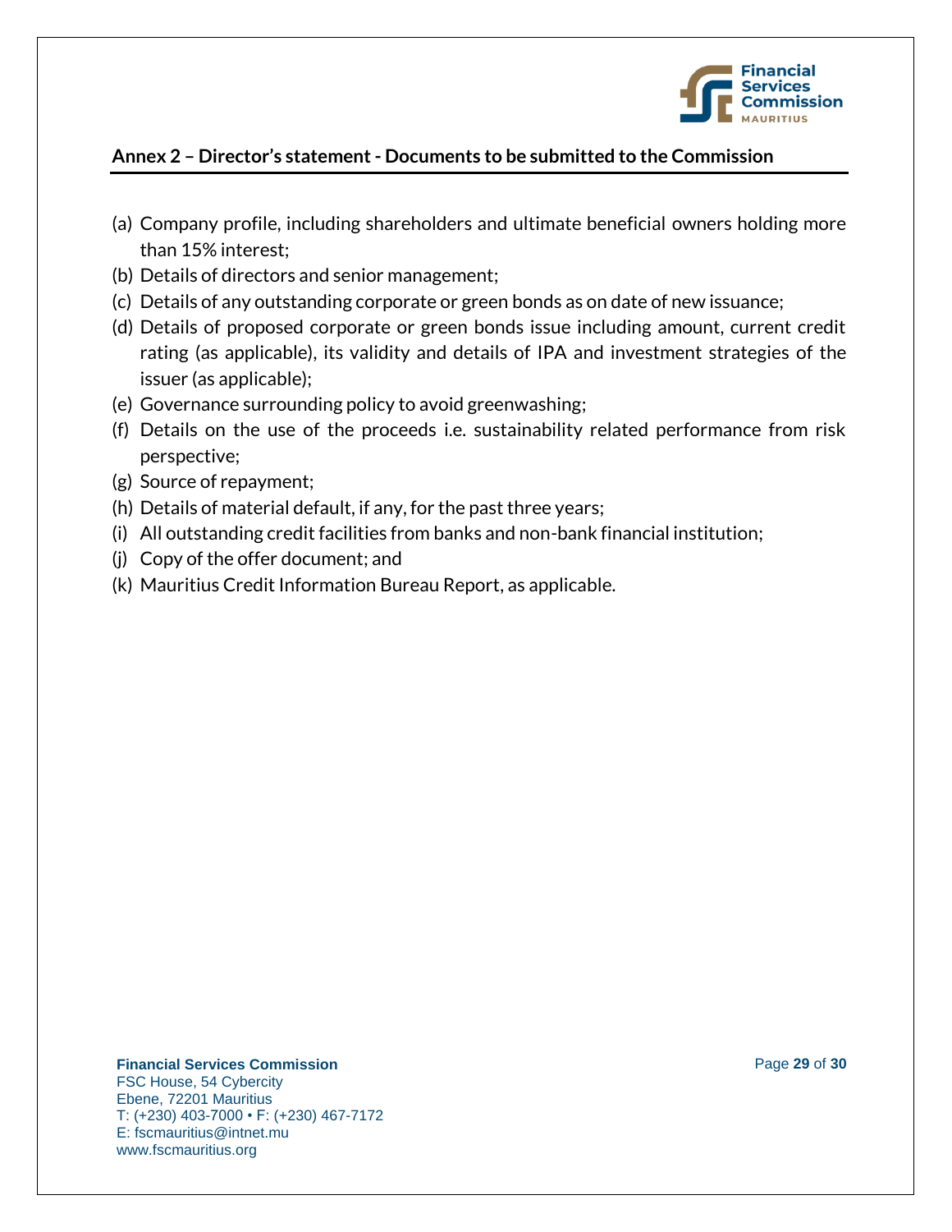## Annex 2 – Director's statement - Documents to be submitted to the Commission

(a) Company profile, including shareholders and ultimate beneficial owners holding more than 15% interest;
(b) Details of directors and senior management;
(c) Details of any outstanding corporate or green bonds as on date of new issuance;
(d) Details of proposed corporate or green bonds issue including amount, current credit rating (as applicable), its validity and details of IPA and investment strategies of the issuer (as applicable);
(e) Governance surrounding policy to avoid greenwashing;
(f) Details on the use of the proceeds i.e. sustainability related performance from risk perspective;
(g) Source of repayment;
(h) Details of material default, if any, for the past three years;
(i) All outstanding credit facilities from banks and non-bank financial institution;
(j) Copy of the offer document; and
(k) Mauritius Credit Information Bureau Report, as applicable.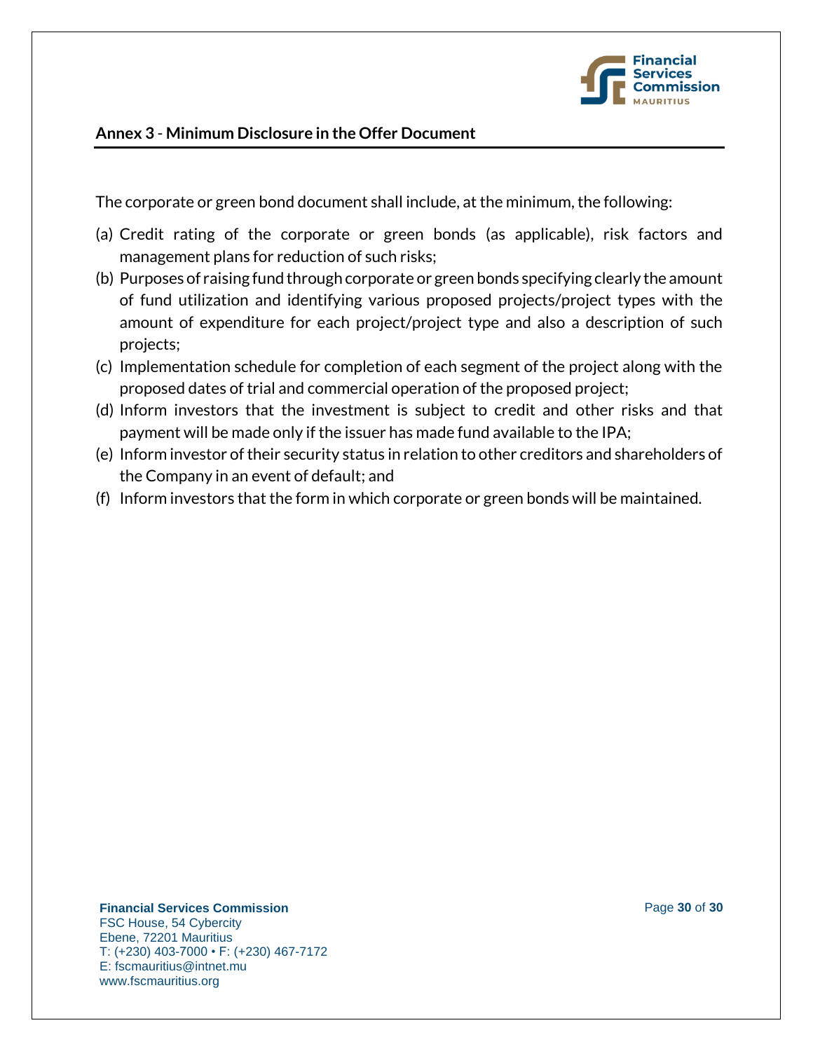## Annex 3 - Minimum Disclosure in the Offer Document

The corporate or green bond document shall include, at the minimum, the following:

(a) Credit rating of the corporate or green bonds (as applicable), risk factors and management plans for reduction of such risks;

(b) Purposes of raising fund through corporate or green bonds specifying clearly the amount of fund utilization and identifying various proposed projects/project types with the amount of expenditure for each project/project type and also a description of such projects;

(c) Implementation schedule for completion of each segment of the project along with the proposed dates of trial and commercial operation of the proposed project;

(d) Inform investors that the investment is subject to credit and other risks and that payment will be made only if the issuer has made fund available to the IPA;

(e) Inform investor of their security status in relation to other creditors and shareholders of the Company in an event of default; and

(f) Inform investors that the form in which corporate or green bonds will be maintained.